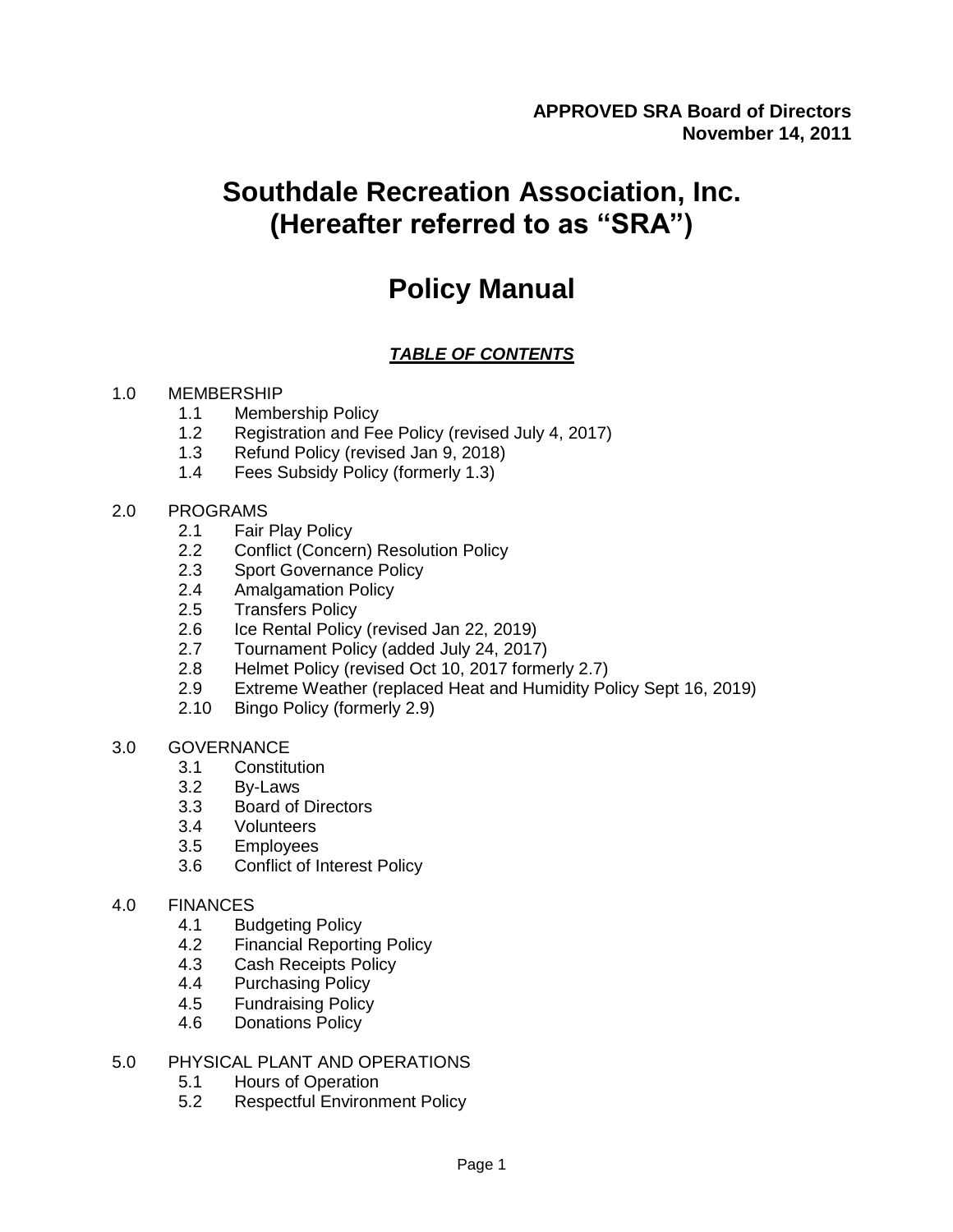**APPROVED SRA Board of Directors**
**November 14, 2011**

# Southdale Recreation Association, Inc.
# (Hereafter referred to as "SRA")

# Policy Manual

***TABLE OF CONTENTS***

1.0 MEMBERSHIP
- 1.1 Membership Policy
- 1.2 Registration and Fee Policy (revised July 4, 2017)
- 1.3 Refund Policy (revised Jan 9, 2018)
- 1.4 Fees Subsidy Policy (formerly 1.3)

2.0 PROGRAMS
- 2.1 Fair Play Policy
- 2.2 Conflict (Concern) Resolution Policy
- 2.3 Sport Governance Policy
- 2.4 Amalgamation Policy
- 2.5 Transfers Policy
- 2.6 Ice Rental Policy (revised Jan 22, 2019)
- 2.7 Tournament Policy (added July 24, 2017)
- 2.8 Helmet Policy (revised Oct 10, 2017 formerly 2.7)
- 2.9 Extreme Weather (replaced Heat and Humidity Policy Sept 16, 2019)
- 2.10 Bingo Policy (formerly 2.9)

3.0 GOVERNANCE
- 3.1 Constitution
- 3.2 By-Laws
- 3.3 Board of Directors
- 3.4 Volunteers
- 3.5 Employees
- 3.6 Conflict of Interest Policy

4.0 FINANCES
- 4.1 Budgeting Policy
- 4.2 Financial Reporting Policy
- 4.3 Cash Receipts Policy
- 4.4 Purchasing Policy
- 4.5 Fundraising Policy
- 4.6 Donations Policy

5.0 PHYSICAL PLANT AND OPERATIONS
- 5.1 Hours of Operation
- 5.2 Respectful Environment Policy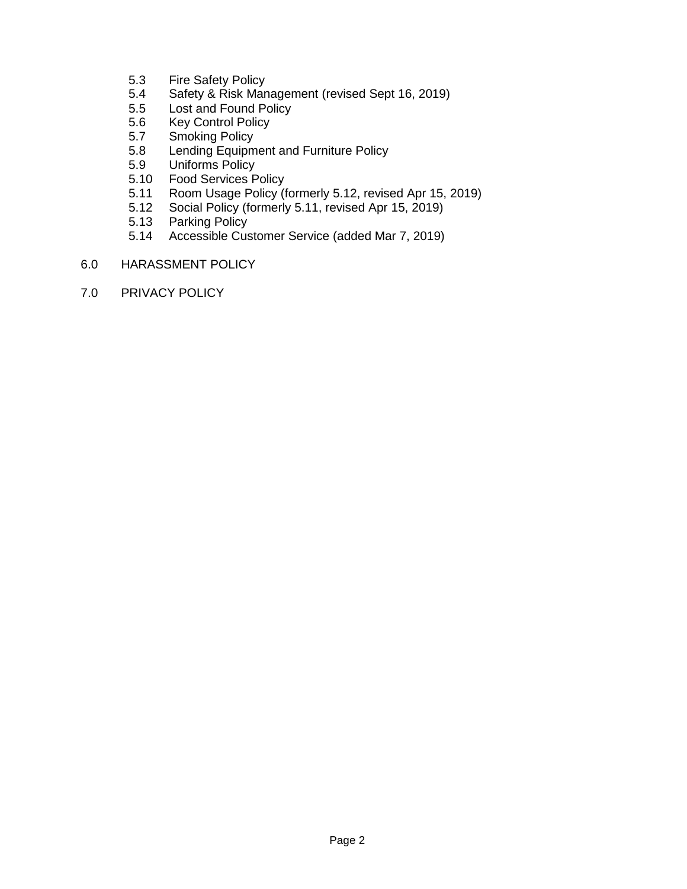- 5.3 Fire Safety Policy
- 5.4 Safety & Risk Management (revised Sept 16, 2019)
- 5.5 Lost and Found Policy
- 5.6 Key Control Policy
- 5.7 Smoking Policy
- 5.8 Lending Equipment and Furniture Policy
- 5.9 Uniforms Policy
- 5.10 Food Services Policy
- 5.11 Room Usage Policy (formerly 5.12, revised Apr 15, 2019)
- 5.12 Social Policy (formerly 5.11, revised Apr 15, 2019)
- 5.13 Parking Policy
- 5.14 Accessible Customer Service (added Mar 7, 2019)

6.0 HARASSMENT POLICY

7.0 PRIVACY POLICY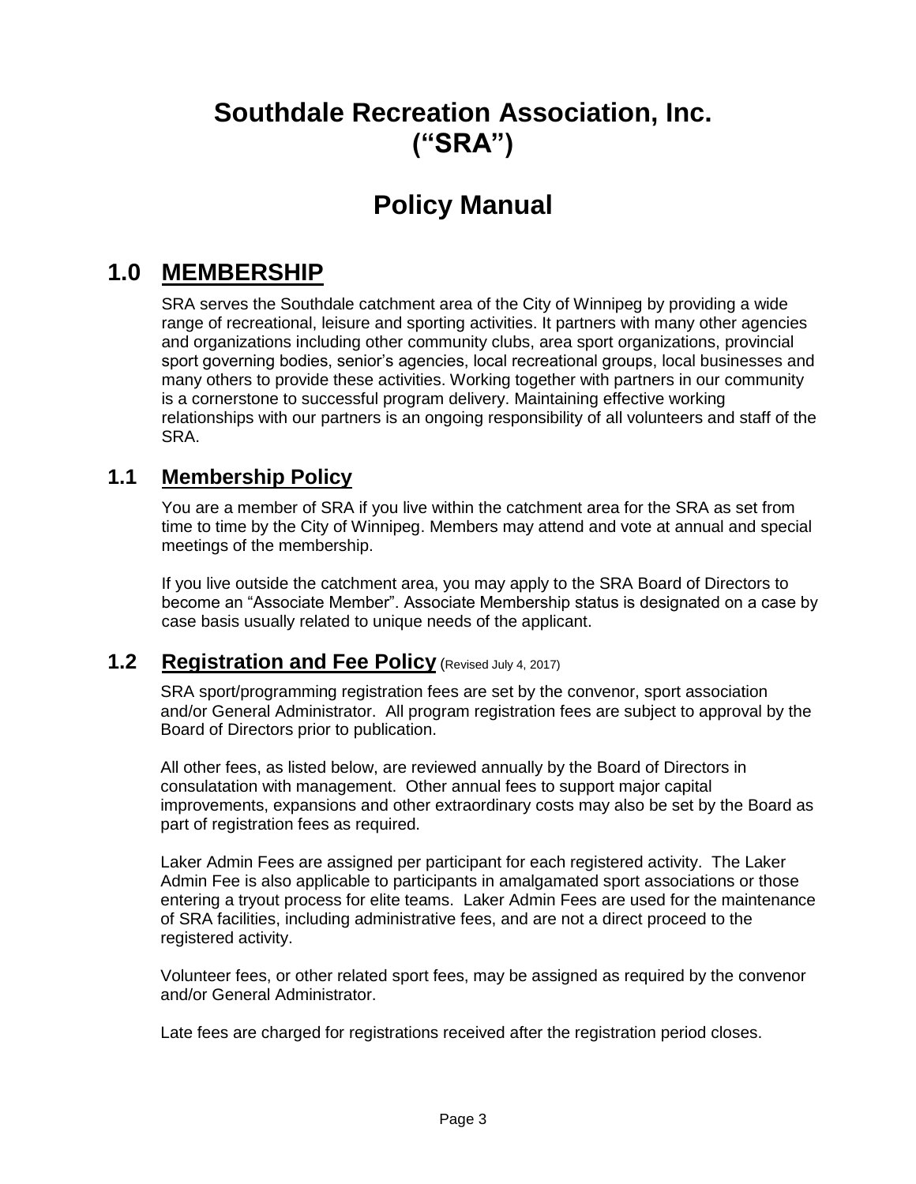# Southdale Recreation Association, Inc.
# ("SRA")

# Policy Manual

## 1.0 MEMBERSHIP

SRA serves the Southdale catchment area of the City of Winnipeg by providing a wide range of recreational, leisure and sporting activities. It partners with many other agencies and organizations including other community clubs, area sport organizations, provincial sport governing bodies, senior's agencies, local recreational groups, local businesses and many others to provide these activities. Working together with partners in our community is a cornerstone to successful program delivery. Maintaining effective working relationships with our partners is an ongoing responsibility of all volunteers and staff of the SRA.

### 1.1 Membership Policy

You are a member of SRA if you live within the catchment area for the SRA as set from time to time by the City of Winnipeg. Members may attend and vote at annual and special meetings of the membership.

If you live outside the catchment area, you may apply to the SRA Board of Directors to become an "Associate Member". Associate Membership status is designated on a case by case basis usually related to unique needs of the applicant.

### 1.2 Registration and Fee Policy (Revised July 4, 2017)

SRA sport/programming registration fees are set by the convenor, sport association and/or General Administrator. All program registration fees are subject to approval by the Board of Directors prior to publication.

All other fees, as listed below, are reviewed annually by the Board of Directors in consulatation with management. Other annual fees to support major capital improvements, expansions and other extraordinary costs may also be set by the Board as part of registration fees as required.

Laker Admin Fees are assigned per participant for each registered activity. The Laker Admin Fee is also applicable to participants in amalgamated sport associations or those entering a tryout process for elite teams. Laker Admin Fees are used for the maintenance of SRA facilities, including administrative fees, and are not a direct proceed to the registered activity.

Volunteer fees, or other related sport fees, may be assigned as required by the convenor and/or General Administrator.

Late fees are charged for registrations received after the registration period closes.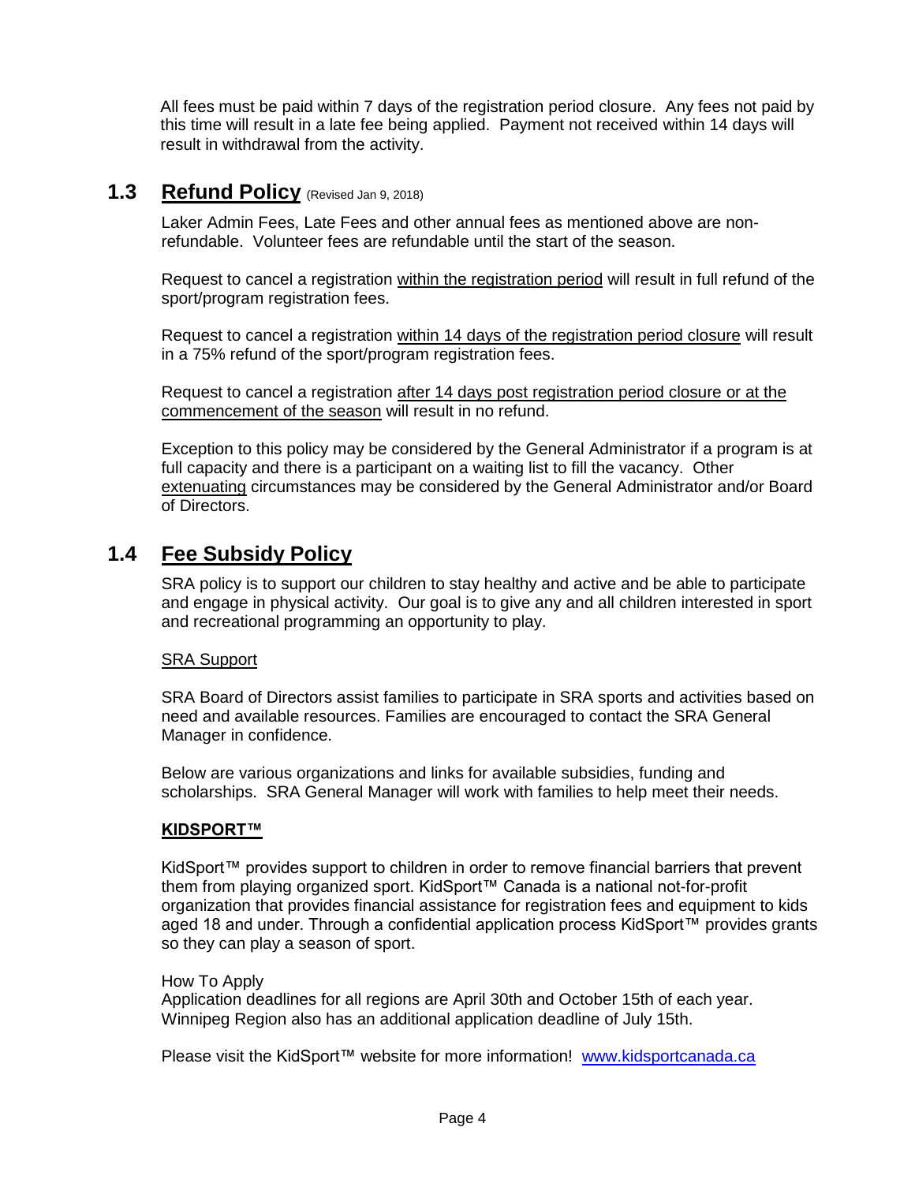All fees must be paid within 7 days of the registration period closure. Any fees not paid by this time will result in a late fee being applied. Payment not received within 14 days will result in withdrawal from the activity.

## 1.3 Refund Policy (Revised Jan 9, 2018)

Laker Admin Fees, Late Fees and other annual fees as mentioned above are non-refundable. Volunteer fees are refundable until the start of the season.

Request to cancel a registration within the registration period will result in full refund of the sport/program registration fees.

Request to cancel a registration within 14 days of the registration period closure will result in a 75% refund of the sport/program registration fees.

Request to cancel a registration after 14 days post registration period closure or at the commencement of the season will result in no refund.

Exception to this policy may be considered by the General Administrator if a program is at full capacity and there is a participant on a waiting list to fill the vacancy. Other extenuating circumstances may be considered by the General Administrator and/or Board of Directors.

## 1.4 Fee Subsidy Policy

SRA policy is to support our children to stay healthy and active and be able to participate and engage in physical activity. Our goal is to give any and all children interested in sport and recreational programming an opportunity to play.

SRA Support

SRA Board of Directors assist families to participate in SRA sports and activities based on need and available resources. Families are encouraged to contact the SRA General Manager in confidence.

Below are various organizations and links for available subsidies, funding and scholarships. SRA General Manager will work with families to help meet their needs.

**KIDSPORT™**

KidSport™ provides support to children in order to remove financial barriers that prevent them from playing organized sport. KidSport™ Canada is a national not-for-profit organization that provides financial assistance for registration fees and equipment to kids aged 18 and under. Through a confidential application process KidSport™ provides grants so they can play a season of sport.

How To Apply
Application deadlines for all regions are April 30th and October 15th of each year. Winnipeg Region also has an additional application deadline of July 15th.

Please visit the KidSport™ website for more information! [www.kidsportcanada.ca](www.kidsportcanada.ca)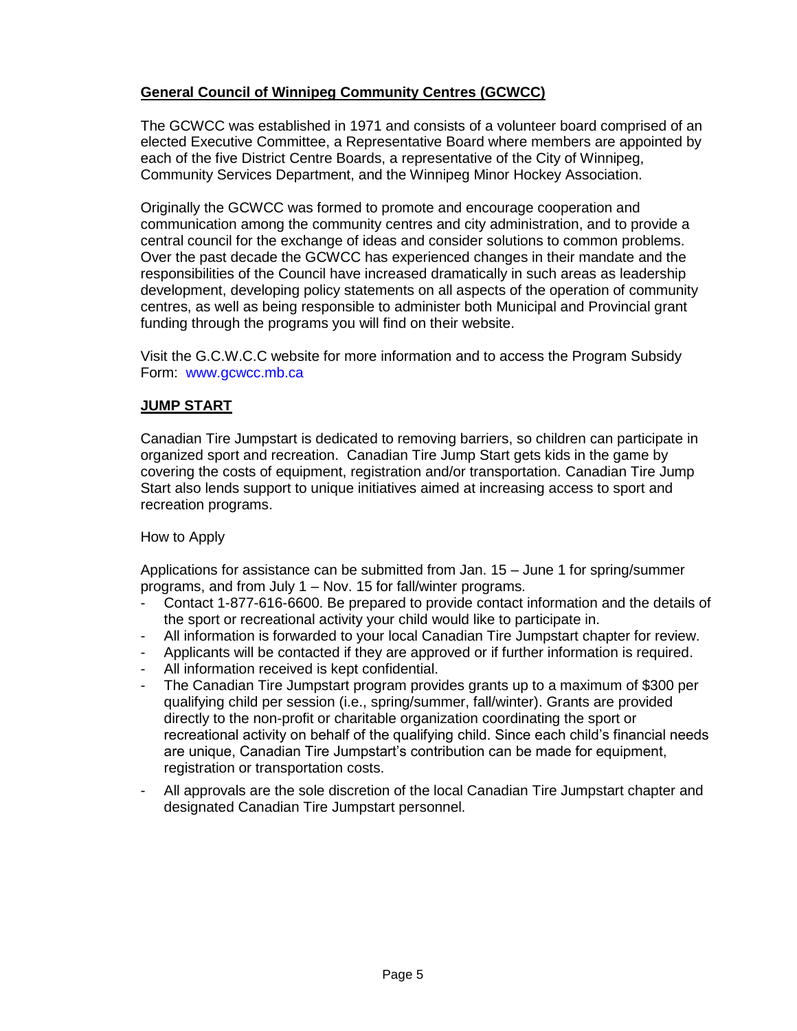## **General Council of Winnipeg Community Centres (GCWCC)**

The GCWCC was established in 1971 and consists of a volunteer board comprised of an elected Executive Committee, a Representative Board where members are appointed by each of the five District Centre Boards, a representative of the City of Winnipeg, Community Services Department, and the Winnipeg Minor Hockey Association.

Originally the GCWCC was formed to promote and encourage cooperation and communication among the community centres and city administration, and to provide a central council for the exchange of ideas and consider solutions to common problems. Over the past decade the GCWCC has experienced changes in their mandate and the responsibilities of the Council have increased dramatically in such areas as leadership development, developing policy statements on all aspects of the operation of community centres, as well as being responsible to administer both Municipal and Provincial grant funding through the programs you will find on their website.

Visit the G.C.W.C.C website for more information and to access the Program Subsidy Form: www.gcwcc.mb.ca

## **JUMP START**

Canadian Tire Jumpstart is dedicated to removing barriers, so children can participate in organized sport and recreation. Canadian Tire Jump Start gets kids in the game by covering the costs of equipment, registration and/or transportation. Canadian Tire Jump Start also lends support to unique initiatives aimed at increasing access to sport and recreation programs.

How to Apply

Applications for assistance can be submitted from Jan. 15 – June 1 for spring/summer programs, and from July 1 – Nov. 15 for fall/winter programs.

- Contact 1-877-616-6600. Be prepared to provide contact information and the details of the sport or recreational activity your child would like to participate in.
- All information is forwarded to your local Canadian Tire Jumpstart chapter for review.
- Applicants will be contacted if they are approved or if further information is required.
- All information received is kept confidential.
- The Canadian Tire Jumpstart program provides grants up to a maximum of $300 per qualifying child per session (i.e., spring/summer, fall/winter). Grants are provided directly to the non-profit or charitable organization coordinating the sport or recreational activity on behalf of the qualifying child. Since each child's financial needs are unique, Canadian Tire Jumpstart's contribution can be made for equipment, registration or transportation costs.
- All approvals are the sole discretion of the local Canadian Tire Jumpstart chapter and designated Canadian Tire Jumpstart personnel.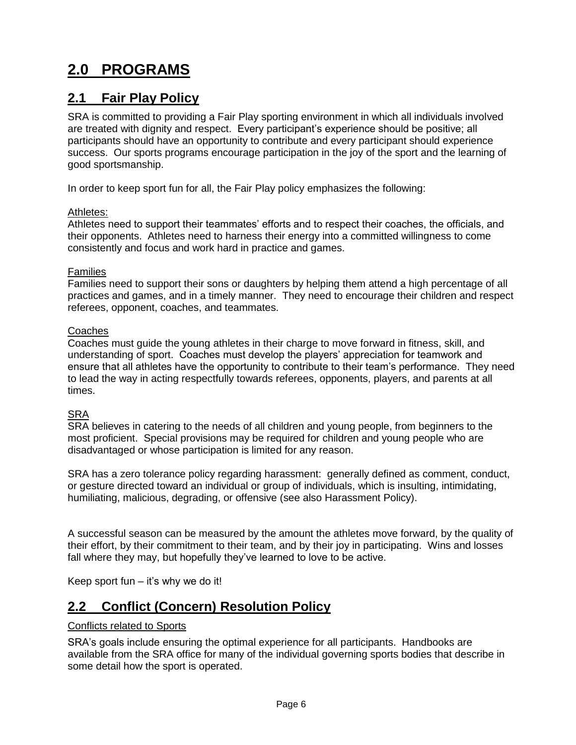# 2.0 PROGRAMS

## 2.1 Fair Play Policy

SRA is committed to providing a Fair Play sporting environment in which all individuals involved are treated with dignity and respect. Every participant's experience should be positive; all participants should have an opportunity to contribute and every participant should experience success. Our sports programs encourage participation in the joy of the sport and the learning of good sportsmanship.

In order to keep sport fun for all, the Fair Play policy emphasizes the following:

Athletes:
Athletes need to support their teammates' efforts and to respect their coaches, the officials, and their opponents. Athletes need to harness their energy into a committed willingness to come consistently and focus and work hard in practice and games.

Families
Families need to support their sons or daughters by helping them attend a high percentage of all practices and games, and in a timely manner. They need to encourage their children and respect referees, opponent, coaches, and teammates.

Coaches
Coaches must guide the young athletes in their charge to move forward in fitness, skill, and understanding of sport. Coaches must develop the players' appreciation for teamwork and ensure that all athletes have the opportunity to contribute to their team's performance. They need to lead the way in acting respectfully towards referees, opponents, players, and parents at all times.

SRA
SRA believes in catering to the needs of all children and young people, from beginners to the most proficient. Special provisions may be required for children and young people who are disadvantaged or whose participation is limited for any reason.

SRA has a zero tolerance policy regarding harassment: generally defined as comment, conduct, or gesture directed toward an individual or group of individuals, which is insulting, intimidating, humiliating, malicious, degrading, or offensive (see also Harassment Policy).

A successful season can be measured by the amount the athletes move forward, by the quality of their effort, by their commitment to their team, and by their joy in participating. Wins and losses fall where they may, but hopefully they've learned to love to be active.

Keep sport fun – it's why we do it!

## 2.2 Conflict (Concern) Resolution Policy

Conflicts related to Sports

SRA's goals include ensuring the optimal experience for all participants. Handbooks are available from the SRA office for many of the individual governing sports bodies that describe in some detail how the sport is operated.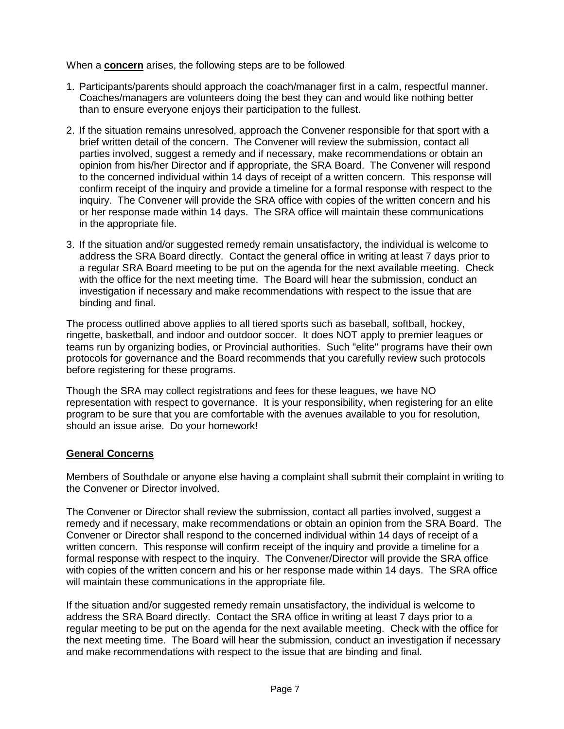When a **concern** arises, the following steps are to be followed

1. Participants/parents should approach the coach/manager first in a calm, respectful manner. Coaches/managers are volunteers doing the best they can and would like nothing better than to ensure everyone enjoys their participation to the fullest.

2. If the situation remains unresolved, approach the Convener responsible for that sport with a brief written detail of the concern. The Convener will review the submission, contact all parties involved, suggest a remedy and if necessary, make recommendations or obtain an opinion from his/her Director and if appropriate, the SRA Board. The Convener will respond to the concerned individual within 14 days of receipt of a written concern. This response will confirm receipt of the inquiry and provide a timeline for a formal response with respect to the inquiry. The Convener will provide the SRA office with copies of the written concern and his or her response made within 14 days. The SRA office will maintain these communications in the appropriate file.

3. If the situation and/or suggested remedy remain unsatisfactory, the individual is welcome to address the SRA Board directly. Contact the general office in writing at least 7 days prior to a regular SRA Board meeting to be put on the agenda for the next available meeting. Check with the office for the next meeting time. The Board will hear the submission, conduct an investigation if necessary and make recommendations with respect to the issue that are binding and final.

The process outlined above applies to all tiered sports such as baseball, softball, hockey, ringette, basketball, and indoor and outdoor soccer. It does NOT apply to premier leagues or teams run by organizing bodies, or Provincial authorities. Such "elite" programs have their own protocols for governance and the Board recommends that you carefully review such protocols before registering for these programs.

Though the SRA may collect registrations and fees for these leagues, we have NO representation with respect to governance. It is your responsibility, when registering for an elite program to be sure that you are comfortable with the avenues available to you for resolution, should an issue arise. Do your homework!

## General Concerns

Members of Southdale or anyone else having a complaint shall submit their complaint in writing to the Convener or Director involved.

The Convener or Director shall review the submission, contact all parties involved, suggest a remedy and if necessary, make recommendations or obtain an opinion from the SRA Board. The Convener or Director shall respond to the concerned individual within 14 days of receipt of a written concern. This response will confirm receipt of the inquiry and provide a timeline for a formal response with respect to the inquiry. The Convener/Director will provide the SRA office with copies of the written concern and his or her response made within 14 days. The SRA office will maintain these communications in the appropriate file.

If the situation and/or suggested remedy remain unsatisfactory, the individual is welcome to address the SRA Board directly. Contact the SRA office in writing at least 7 days prior to a regular meeting to be put on the agenda for the next available meeting. Check with the office for the next meeting time. The Board will hear the submission, conduct an investigation if necessary and make recommendations with respect to the issue that are binding and final.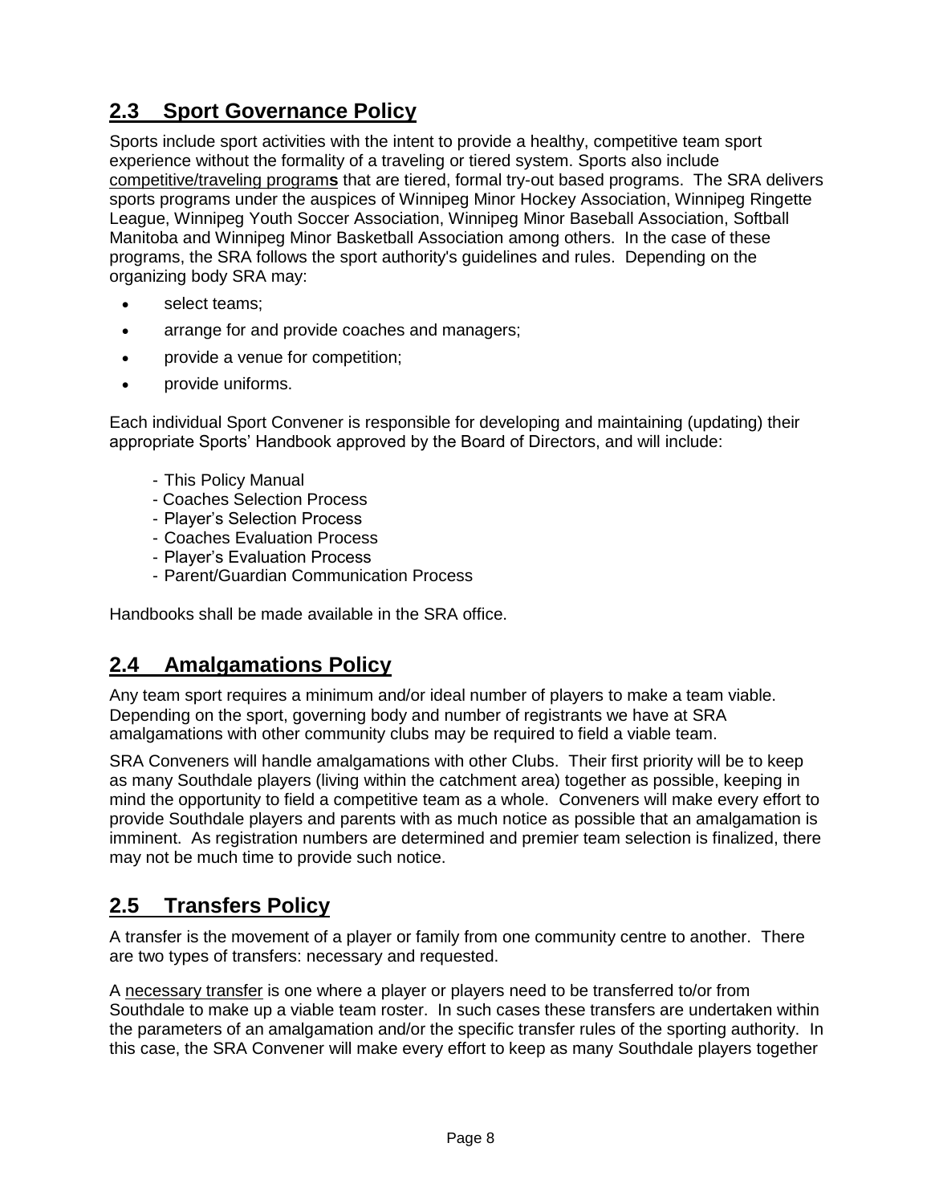## 2.3 Sport Governance Policy

Sports include sport activities with the intent to provide a healthy, competitive team sport experience without the formality of a traveling or tiered system. Sports also include competitive/traveling program**s** that are tiered, formal try-out based programs. The SRA delivers sports programs under the auspices of Winnipeg Minor Hockey Association, Winnipeg Ringette League, Winnipeg Youth Soccer Association, Winnipeg Minor Baseball Association, Softball Manitoba and Winnipeg Minor Basketball Association among others. In the case of these programs, the SRA follows the sport authority's guidelines and rules. Depending on the organizing body SRA may:

- select teams;
- arrange for and provide coaches and managers;
- provide a venue for competition;
- provide uniforms.

Each individual Sport Convener is responsible for developing and maintaining (updating) their appropriate Sports' Handbook approved by the Board of Directors, and will include:

- This Policy Manual
- Coaches Selection Process
- Player's Selection Process
- Coaches Evaluation Process
- Player's Evaluation Process
- Parent/Guardian Communication Process

Handbooks shall be made available in the SRA office.

## 2.4 Amalgamations Policy

Any team sport requires a minimum and/or ideal number of players to make a team viable. Depending on the sport, governing body and number of registrants we have at SRA amalgamations with other community clubs may be required to field a viable team.

SRA Conveners will handle amalgamations with other Clubs. Their first priority will be to keep as many Southdale players (living within the catchment area) together as possible, keeping in mind the opportunity to field a competitive team as a whole. Conveners will make every effort to provide Southdale players and parents with as much notice as possible that an amalgamation is imminent. As registration numbers are determined and premier team selection is finalized, there may not be much time to provide such notice.

## 2.5 Transfers Policy

A transfer is the movement of a player or family from one community centre to another. There are two types of transfers: necessary and requested.

A necessary transfer is one where a player or players need to be transferred to/or from Southdale to make up a viable team roster. In such cases these transfers are undertaken within the parameters of an amalgamation and/or the specific transfer rules of the sporting authority. In this case, the SRA Convener will make every effort to keep as many Southdale players together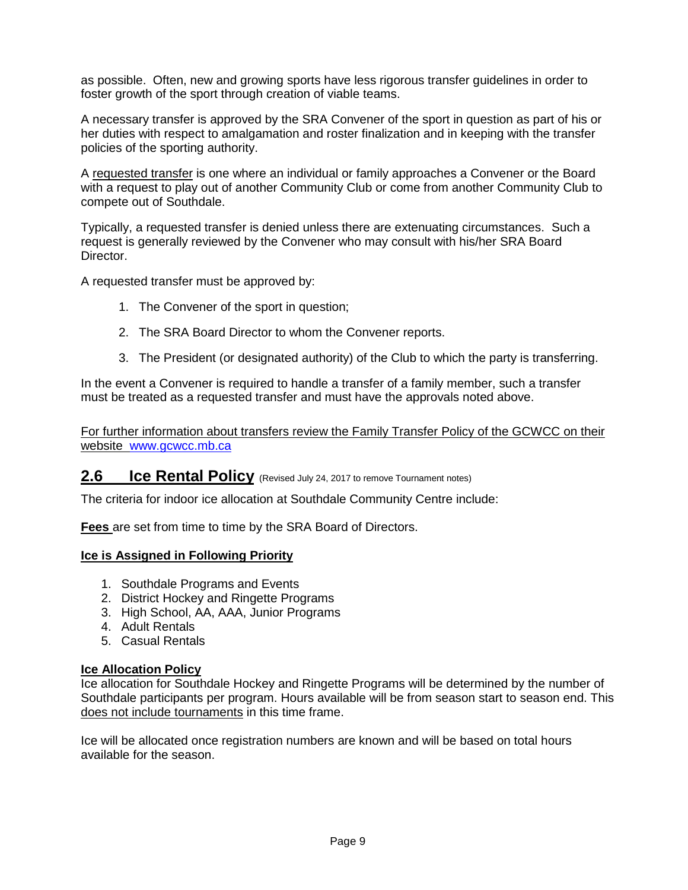as possible. Often, new and growing sports have less rigorous transfer guidelines in order to foster growth of the sport through creation of viable teams.

A necessary transfer is approved by the SRA Convener of the sport in question as part of his or her duties with respect to amalgamation and roster finalization and in keeping with the transfer policies of the sporting authority.

A requested transfer is one where an individual or family approaches a Convener or the Board with a request to play out of another Community Club or come from another Community Club to compete out of Southdale.

Typically, a requested transfer is denied unless there are extenuating circumstances. Such a request is generally reviewed by the Convener who may consult with his/her SRA Board Director.

A requested transfer must be approved by:

1. The Convener of the sport in question;
2. The SRA Board Director to whom the Convener reports.
3. The President (or designated authority) of the Club to which the party is transferring.

In the event a Convener is required to handle a transfer of a family member, such a transfer must be treated as a requested transfer and must have the approvals noted above.

For further information about transfers review the Family Transfer Policy of the GCWCC on their website www.gcwcc.mb.ca

## 2.6 Ice Rental Policy (Revised July 24, 2017 to remove Tournament notes)

The criteria for indoor ice allocation at Southdale Community Centre include:

**Fees** are set from time to time by the SRA Board of Directors.

**Ice is Assigned in Following Priority**

1. Southdale Programs and Events
2. District Hockey and Ringette Programs
3. High School, AA, AAA, Junior Programs
4. Adult Rentals
5. Casual Rentals

**Ice Allocation Policy**

Ice allocation for Southdale Hockey and Ringette Programs will be determined by the number of Southdale participants per program. Hours available will be from season start to season end. This does not include tournaments in this time frame.

Ice will be allocated once registration numbers are known and will be based on total hours available for the season.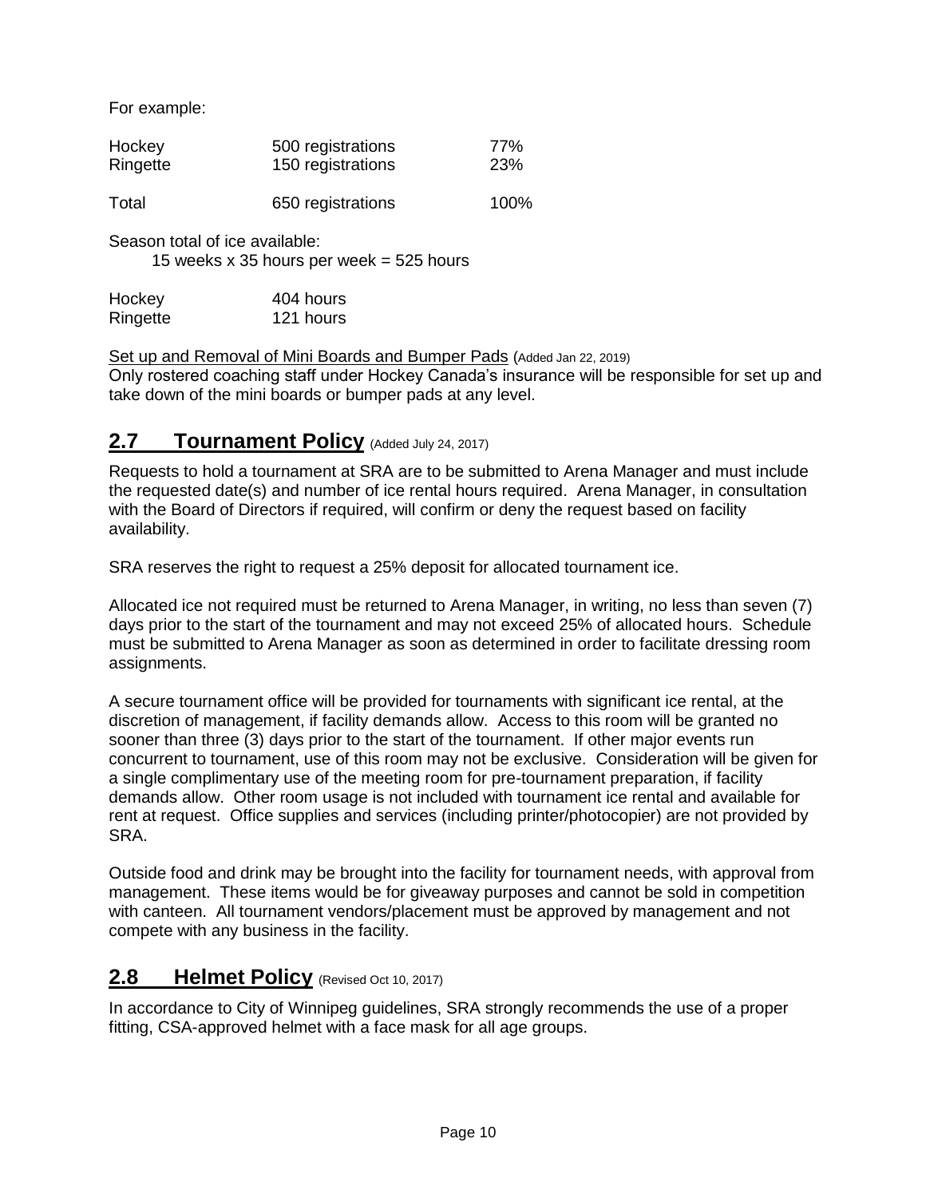For example:

| | | |
|---|---|---|
| Hockey | 500 registrations | 77% |
| Ringette | 150 registrations | 23% |
| Total | 650 registrations | 100% |

Season total of ice available:

15 weeks x 35 hours per week = 525 hours

| | |
|---|---|
| Hockey | 404 hours |
| Ringette | 121 hours |

Set up and Removal of Mini Boards and Bumper Pads (Added Jan 22, 2019)
Only rostered coaching staff under Hockey Canada's insurance will be responsible for set up and take down of the mini boards or bumper pads at any level.

## 2.7 Tournament Policy (Added July 24, 2017)

Requests to hold a tournament at SRA are to be submitted to Arena Manager and must include the requested date(s) and number of ice rental hours required. Arena Manager, in consultation with the Board of Directors if required, will confirm or deny the request based on facility availability.

SRA reserves the right to request a 25% deposit for allocated tournament ice.

Allocated ice not required must be returned to Arena Manager, in writing, no less than seven (7) days prior to the start of the tournament and may not exceed 25% of allocated hours. Schedule must be submitted to Arena Manager as soon as determined in order to facilitate dressing room assignments.

A secure tournament office will be provided for tournaments with significant ice rental, at the discretion of management, if facility demands allow. Access to this room will be granted no sooner than three (3) days prior to the start of the tournament. If other major events run concurrent to tournament, use of this room may not be exclusive. Consideration will be given for a single complimentary use of the meeting room for pre-tournament preparation, if facility demands allow. Other room usage is not included with tournament ice rental and available for rent at request. Office supplies and services (including printer/photocopier) are not provided by SRA.

Outside food and drink may be brought into the facility for tournament needs, with approval from management. These items would be for giveaway purposes and cannot be sold in competition with canteen. All tournament vendors/placement must be approved by management and not compete with any business in the facility.

## 2.8 Helmet Policy (Revised Oct 10, 2017)

In accordance to City of Winnipeg guidelines, SRA strongly recommends the use of a proper fitting, CSA-approved helmet with a face mask for all age groups.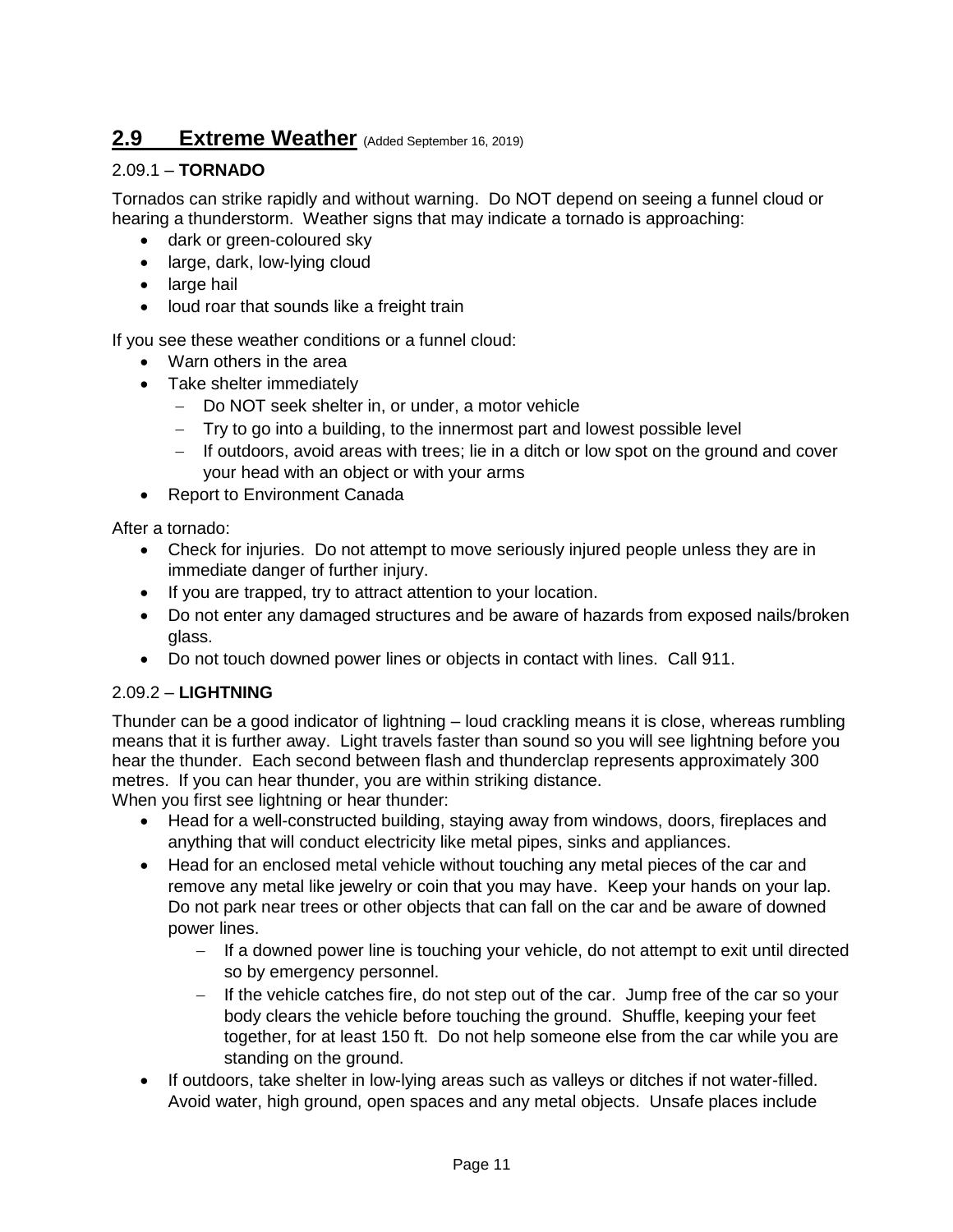## 2.9 Extreme Weather (Added September 16, 2019)

### 2.09.1 – **TORNADO**

Tornados can strike rapidly and without warning. Do NOT depend on seeing a funnel cloud or hearing a thunderstorm. Weather signs that may indicate a tornado is approaching:

- dark or green-coloured sky
- large, dark, low-lying cloud
- large hail
- loud roar that sounds like a freight train

If you see these weather conditions or a funnel cloud:

- Warn others in the area
- Take shelter immediately
  - Do NOT seek shelter in, or under, a motor vehicle
  - Try to go into a building, to the innermost part and lowest possible level
  - If outdoors, avoid areas with trees; lie in a ditch or low spot on the ground and cover your head with an object or with your arms
- Report to Environment Canada

After a tornado:

- Check for injuries. Do not attempt to move seriously injured people unless they are in immediate danger of further injury.
- If you are trapped, try to attract attention to your location.
- Do not enter any damaged structures and be aware of hazards from exposed nails/broken glass.
- Do not touch downed power lines or objects in contact with lines. Call 911.

### 2.09.2 – **LIGHTNING**

Thunder can be a good indicator of lightning – loud crackling means it is close, whereas rumbling means that it is further away. Light travels faster than sound so you will see lightning before you hear the thunder. Each second between flash and thunderclap represents approximately 300 metres. If you can hear thunder, you are within striking distance.
When you first see lightning or hear thunder:

- Head for a well-constructed building, staying away from windows, doors, fireplaces and anything that will conduct electricity like metal pipes, sinks and appliances.
- Head for an enclosed metal vehicle without touching any metal pieces of the car and remove any metal like jewelry or coin that you may have. Keep your hands on your lap. Do not park near trees or other objects that can fall on the car and be aware of downed power lines.
  - If a downed power line is touching your vehicle, do not attempt to exit until directed so by emergency personnel.
  - If the vehicle catches fire, do not step out of the car. Jump free of the car so your body clears the vehicle before touching the ground. Shuffle, keeping your feet together, for at least 150 ft. Do not help someone else from the car while you are standing on the ground.
- If outdoors, take shelter in low-lying areas such as valleys or ditches if not water-filled. Avoid water, high ground, open spaces and any metal objects. Unsafe places include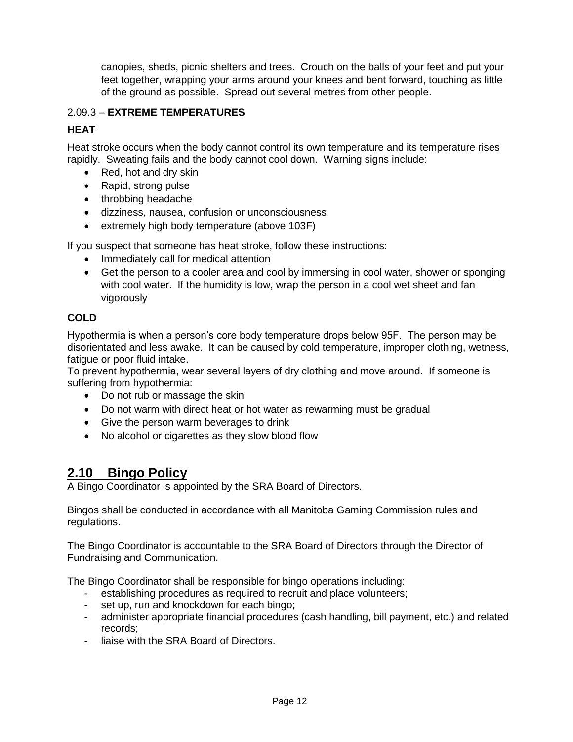canopies, sheds, picnic shelters and trees. Crouch on the balls of your feet and put your feet together, wrapping your arms around your knees and bent forward, touching as little of the ground as possible. Spread out several metres from other people.

### 2.09.3 – **EXTREME TEMPERATURES**

**HEAT**

Heat stroke occurs when the body cannot control its own temperature and its temperature rises rapidly. Sweating fails and the body cannot cool down. Warning signs include:

- Red, hot and dry skin
- Rapid, strong pulse
- throbbing headache
- dizziness, nausea, confusion or unconsciousness
- extremely high body temperature (above 103F)

If you suspect that someone has heat stroke, follow these instructions:

- Immediately call for medical attention
- Get the person to a cooler area and cool by immersing in cool water, shower or sponging with cool water. If the humidity is low, wrap the person in a cool wet sheet and fan vigorously

**COLD**

Hypothermia is when a person's core body temperature drops below 95F. The person may be disorientated and less awake. It can be caused by cold temperature, improper clothing, wetness, fatigue or poor fluid intake.
To prevent hypothermia, wear several layers of dry clothing and move around. If someone is suffering from hypothermia:

- Do not rub or massage the skin
- Do not warm with direct heat or hot water as rewarming must be gradual
- Give the person warm beverages to drink
- No alcohol or cigarettes as they slow blood flow

## 2.10 Bingo Policy

A Bingo Coordinator is appointed by the SRA Board of Directors.

Bingos shall be conducted in accordance with all Manitoba Gaming Commission rules and regulations.

The Bingo Coordinator is accountable to the SRA Board of Directors through the Director of Fundraising and Communication.

The Bingo Coordinator shall be responsible for bingo operations including:

- establishing procedures as required to recruit and place volunteers;
- set up, run and knockdown for each bingo;
- administer appropriate financial procedures (cash handling, bill payment, etc.) and related records;
- liaise with the SRA Board of Directors.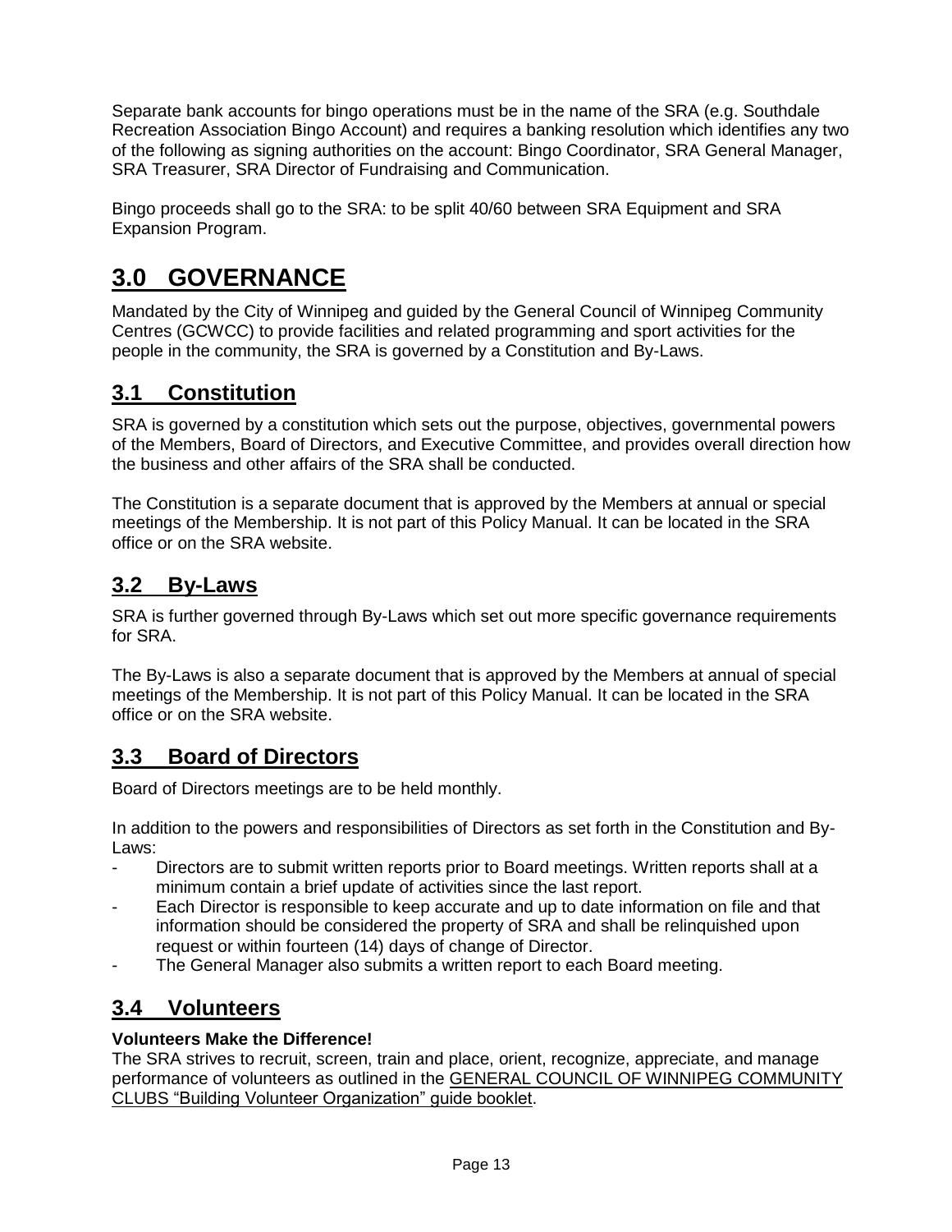Separate bank accounts for bingo operations must be in the name of the SRA (e.g. Southdale Recreation Association Bingo Account) and requires a banking resolution which identifies any two of the following as signing authorities on the account: Bingo Coordinator, SRA General Manager, SRA Treasurer, SRA Director of Fundraising and Communication.

Bingo proceeds shall go to the SRA: to be split 40/60 between SRA Equipment and SRA Expansion Program.

# 3.0 GOVERNANCE

Mandated by the City of Winnipeg and guided by the General Council of Winnipeg Community Centres (GCWCC) to provide facilities and related programming and sport activities for the people in the community, the SRA is governed by a Constitution and By-Laws.

## 3.1 Constitution

SRA is governed by a constitution which sets out the purpose, objectives, governmental powers of the Members, Board of Directors, and Executive Committee, and provides overall direction how the business and other affairs of the SRA shall be conducted.

The Constitution is a separate document that is approved by the Members at annual or special meetings of the Membership. It is not part of this Policy Manual. It can be located in the SRA office or on the SRA website.

## 3.2 By-Laws

SRA is further governed through By-Laws which set out more specific governance requirements for SRA.

The By-Laws is also a separate document that is approved by the Members at annual of special meetings of the Membership. It is not part of this Policy Manual. It can be located in the SRA office or on the SRA website.

## 3.3 Board of Directors

Board of Directors meetings are to be held monthly.

In addition to the powers and responsibilities of Directors as set forth in the Constitution and By-Laws:

- Directors are to submit written reports prior to Board meetings. Written reports shall at a minimum contain a brief update of activities since the last report.
- Each Director is responsible to keep accurate and up to date information on file and that information should be considered the property of SRA and shall be relinquished upon request or within fourteen (14) days of change of Director.
- The General Manager also submits a written report to each Board meeting.

## 3.4 Volunteers

**Volunteers Make the Difference!**

The SRA strives to recruit, screen, train and place, orient, recognize, appreciate, and manage performance of volunteers as outlined in the GENERAL COUNCIL OF WINNIPEG COMMUNITY CLUBS "Building Volunteer Organization" guide booklet.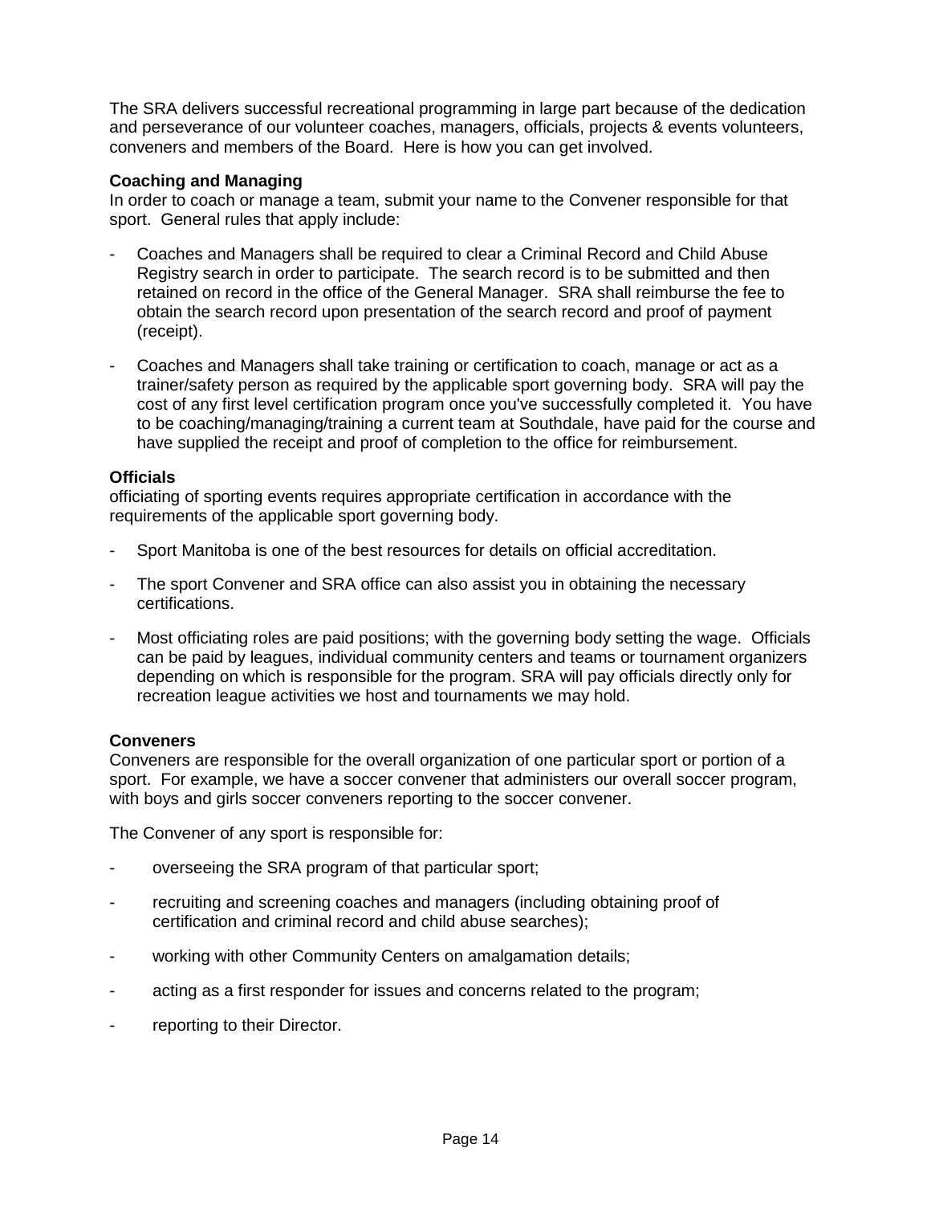The SRA delivers successful recreational programming in large part because of the dedication and perseverance of our volunteer coaches, managers, officials, projects & events volunteers, conveners and members of the Board. Here is how you can get involved.

**Coaching and Managing**

In order to coach or manage a team, submit your name to the Convener responsible for that sport. General rules that apply include:

- Coaches and Managers shall be required to clear a Criminal Record and Child Abuse Registry search in order to participate. The search record is to be submitted and then retained on record in the office of the General Manager. SRA shall reimburse the fee to obtain the search record upon presentation of the search record and proof of payment (receipt).
- Coaches and Managers shall take training or certification to coach, manage or act as a trainer/safety person as required by the applicable sport governing body. SRA will pay the cost of any first level certification program once you've successfully completed it. You have to be coaching/managing/training a current team at Southdale, have paid for the course and have supplied the receipt and proof of completion to the office for reimbursement.

**Officials**

officiating of sporting events requires appropriate certification in accordance with the requirements of the applicable sport governing body.

- Sport Manitoba is one of the best resources for details on official accreditation.
- The sport Convener and SRA office can also assist you in obtaining the necessary certifications.
- Most officiating roles are paid positions; with the governing body setting the wage. Officials can be paid by leagues, individual community centers and teams or tournament organizers depending on which is responsible for the program. SRA will pay officials directly only for recreation league activities we host and tournaments we may hold.

**Conveners**

Conveners are responsible for the overall organization of one particular sport or portion of a sport. For example, we have a soccer convener that administers our overall soccer program, with boys and girls soccer conveners reporting to the soccer convener.

The Convener of any sport is responsible for:

- overseeing the SRA program of that particular sport;
- recruiting and screening coaches and managers (including obtaining proof of certification and criminal record and child abuse searches);
- working with other Community Centers on amalgamation details;
- acting as a first responder for issues and concerns related to the program;
- reporting to their Director.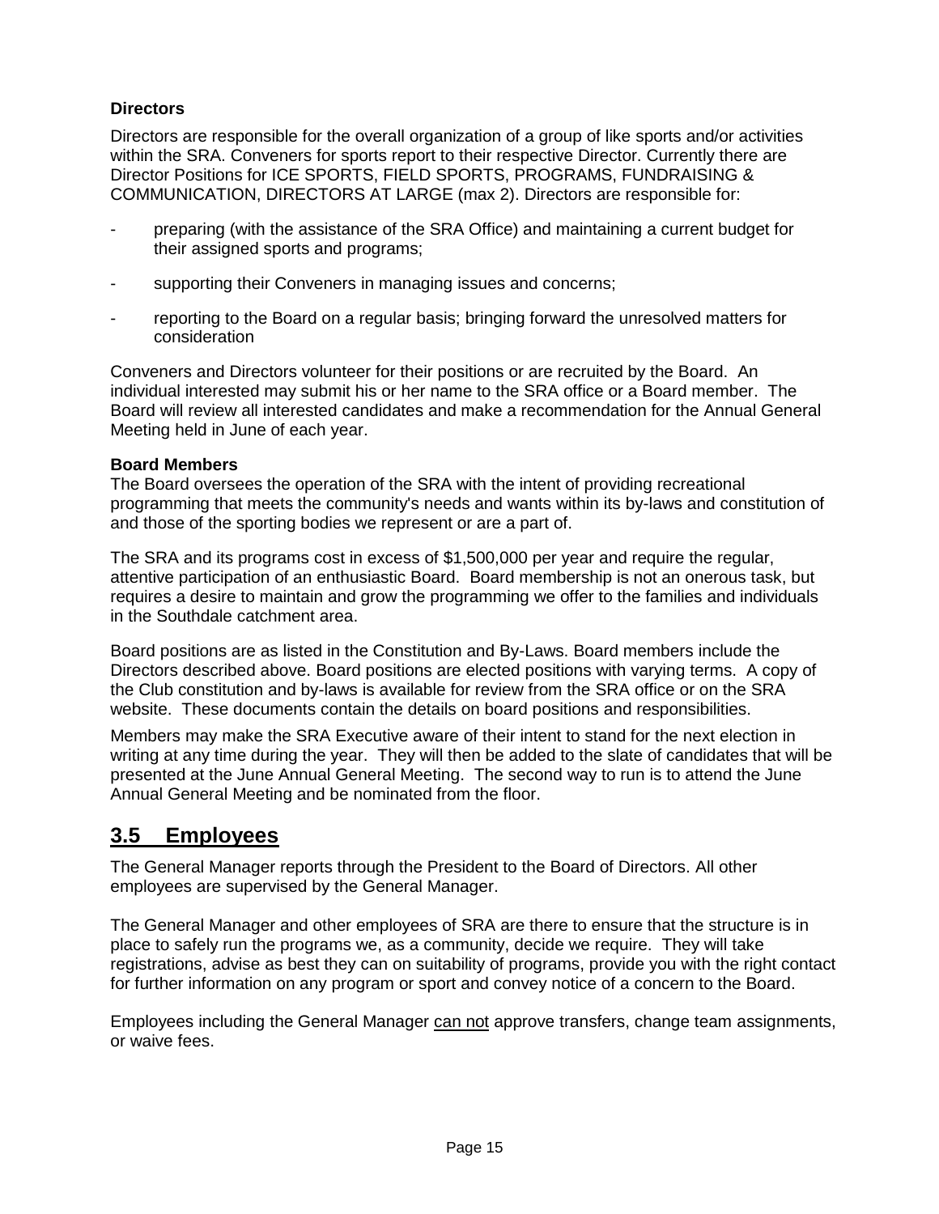**Directors**

Directors are responsible for the overall organization of a group of like sports and/or activities within the SRA. Conveners for sports report to their respective Director. Currently there are Director Positions for ICE SPORTS, FIELD SPORTS, PROGRAMS, FUNDRAISING & COMMUNICATION, DIRECTORS AT LARGE (max 2). Directors are responsible for:

- preparing (with the assistance of the SRA Office) and maintaining a current budget for their assigned sports and programs;
- supporting their Conveners in managing issues and concerns;
- reporting to the Board on a regular basis; bringing forward the unresolved matters for consideration

Conveners and Directors volunteer for their positions or are recruited by the Board. An individual interested may submit his or her name to the SRA office or a Board member. The Board will review all interested candidates and make a recommendation for the Annual General Meeting held in June of each year.

**Board Members**

The Board oversees the operation of the SRA with the intent of providing recreational programming that meets the community's needs and wants within its by-laws and constitution of and those of the sporting bodies we represent or are a part of.

The SRA and its programs cost in excess of $1,500,000 per year and require the regular, attentive participation of an enthusiastic Board. Board membership is not an onerous task, but requires a desire to maintain and grow the programming we offer to the families and individuals in the Southdale catchment area.

Board positions are as listed in the Constitution and By-Laws. Board members include the Directors described above. Board positions are elected positions with varying terms. A copy of the Club constitution and by-laws is available for review from the SRA office or on the SRA website. These documents contain the details on board positions and responsibilities.

Members may make the SRA Executive aware of their intent to stand for the next election in writing at any time during the year. They will then be added to the slate of candidates that will be presented at the June Annual General Meeting. The second way to run is to attend the June Annual General Meeting and be nominated from the floor.

## 3.5 Employees

The General Manager reports through the President to the Board of Directors. All other employees are supervised by the General Manager.

The General Manager and other employees of SRA are there to ensure that the structure is in place to safely run the programs we, as a community, decide we require. They will take registrations, advise as best they can on suitability of programs, provide you with the right contact for further information on any program or sport and convey notice of a concern to the Board.

Employees including the General Manager can not approve transfers, change team assignments, or waive fees.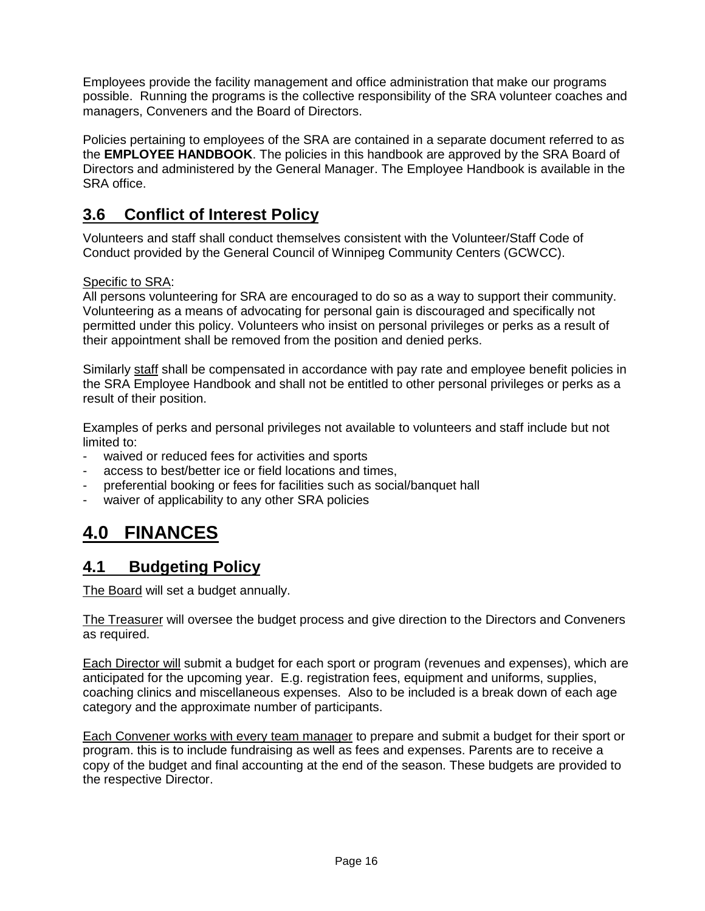Employees provide the facility management and office administration that make our programs possible. Running the programs is the collective responsibility of the SRA volunteer coaches and managers, Conveners and the Board of Directors.

Policies pertaining to employees of the SRA are contained in a separate document referred to as the **EMPLOYEE HANDBOOK**. The policies in this handbook are approved by the SRA Board of Directors and administered by the General Manager. The Employee Handbook is available in the SRA office.

## 3.6 Conflict of Interest Policy

Volunteers and staff shall conduct themselves consistent with the Volunteer/Staff Code of Conduct provided by the General Council of Winnipeg Community Centers (GCWCC).

Specific to SRA:
All persons volunteering for SRA are encouraged to do so as a way to support their community. Volunteering as a means of advocating for personal gain is discouraged and specifically not permitted under this policy. Volunteers who insist on personal privileges or perks as a result of their appointment shall be removed from the position and denied perks.

Similarly staff shall be compensated in accordance with pay rate and employee benefit policies in the SRA Employee Handbook and shall not be entitled to other personal privileges or perks as a result of their position.

Examples of perks and personal privileges not available to volunteers and staff include but not limited to:

- waived or reduced fees for activities and sports
- access to best/better ice or field locations and times,
- preferential booking or fees for facilities such as social/banquet hall
- waiver of applicability to any other SRA policies

# 4.0 FINANCES

## 4.1 Budgeting Policy

The Board will set a budget annually.

The Treasurer will oversee the budget process and give direction to the Directors and Conveners as required.

Each Director will submit a budget for each sport or program (revenues and expenses), which are anticipated for the upcoming year. E.g. registration fees, equipment and uniforms, supplies, coaching clinics and miscellaneous expenses. Also to be included is a break down of each age category and the approximate number of participants.

Each Convener works with every team manager to prepare and submit a budget for their sport or program. this is to include fundraising as well as fees and expenses. Parents are to receive a copy of the budget and final accounting at the end of the season. These budgets are provided to the respective Director.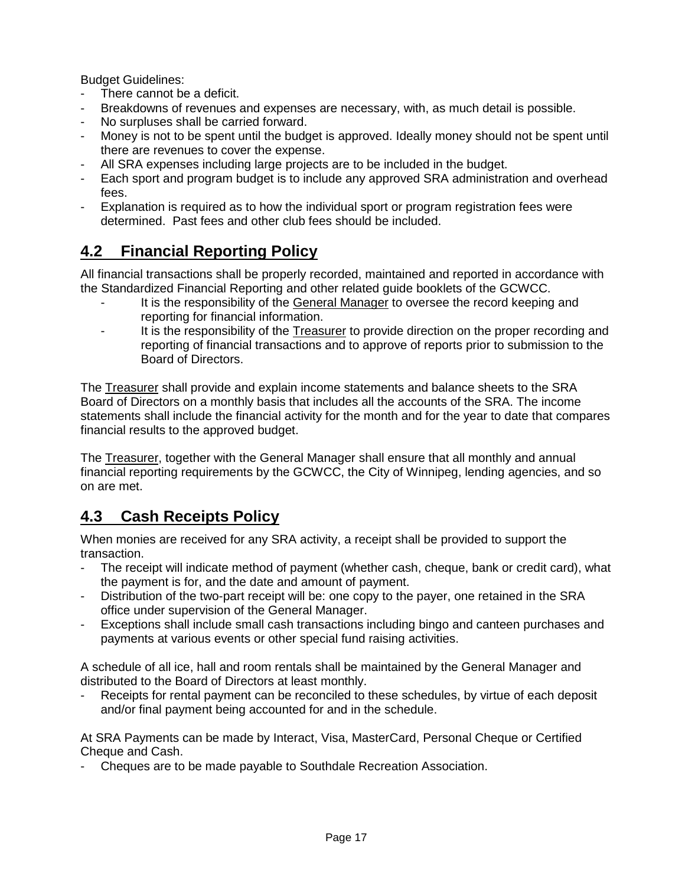Budget Guidelines:

- There cannot be a deficit.
- Breakdowns of revenues and expenses are necessary, with, as much detail is possible.
- No surpluses shall be carried forward.
- Money is not to be spent until the budget is approved. Ideally money should not be spent until there are revenues to cover the expense.
- All SRA expenses including large projects are to be included in the budget.
- Each sport and program budget is to include any approved SRA administration and overhead fees.
- Explanation is required as to how the individual sport or program registration fees were determined. Past fees and other club fees should be included.

## 4.2 Financial Reporting Policy

All financial transactions shall be properly recorded, maintained and reported in accordance with the Standardized Financial Reporting and other related guide booklets of the GCWCC.

- It is the responsibility of the General Manager to oversee the record keeping and reporting for financial information.
- It is the responsibility of the Treasurer to provide direction on the proper recording and reporting of financial transactions and to approve of reports prior to submission to the Board of Directors.

The Treasurer shall provide and explain income statements and balance sheets to the SRA Board of Directors on a monthly basis that includes all the accounts of the SRA. The income statements shall include the financial activity for the month and for the year to date that compares financial results to the approved budget.

The Treasurer, together with the General Manager shall ensure that all monthly and annual financial reporting requirements by the GCWCC, the City of Winnipeg, lending agencies, and so on are met.

## 4.3 Cash Receipts Policy

When monies are received for any SRA activity, a receipt shall be provided to support the transaction.

- The receipt will indicate method of payment (whether cash, cheque, bank or credit card), what the payment is for, and the date and amount of payment.
- Distribution of the two-part receipt will be: one copy to the payer, one retained in the SRA office under supervision of the General Manager.
- Exceptions shall include small cash transactions including bingo and canteen purchases and payments at various events or other special fund raising activities.

A schedule of all ice, hall and room rentals shall be maintained by the General Manager and distributed to the Board of Directors at least monthly.

- Receipts for rental payment can be reconciled to these schedules, by virtue of each deposit and/or final payment being accounted for and in the schedule.

At SRA Payments can be made by Interact, Visa, MasterCard, Personal Cheque or Certified Cheque and Cash.

- Cheques are to be made payable to Southdale Recreation Association.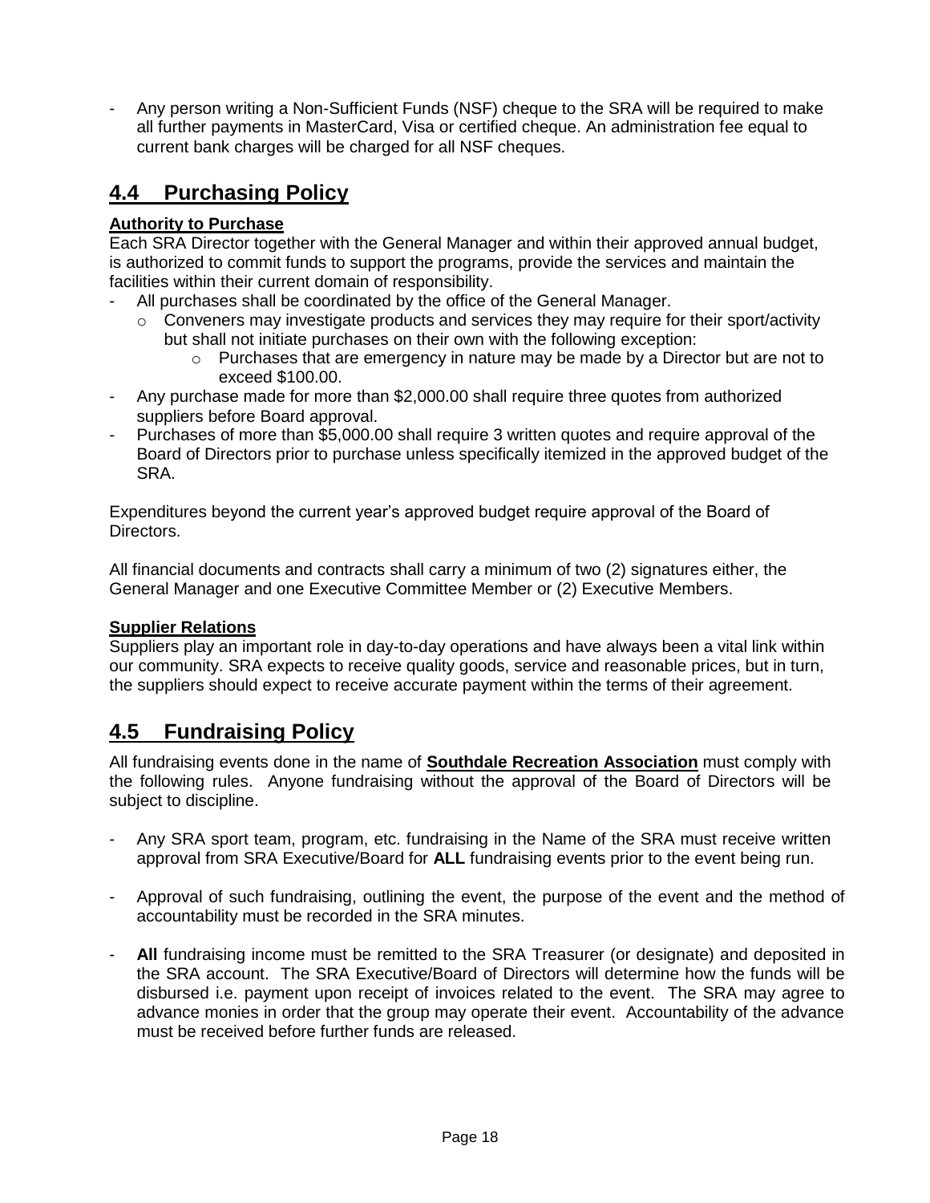- Any person writing a Non-Sufficient Funds (NSF) cheque to the SRA will be required to make all further payments in MasterCard, Visa or certified cheque. An administration fee equal to current bank charges will be charged for all NSF cheques.

## 4.4 Purchasing Policy

**Authority to Purchase**

Each SRA Director together with the General Manager and within their approved annual budget, is authorized to commit funds to support the programs, provide the services and maintain the facilities within their current domain of responsibility.

- All purchases shall be coordinated by the office of the General Manager.
  - Conveners may investigate products and services they may require for their sport/activity but shall not initiate purchases on their own with the following exception:
    - Purchases that are emergency in nature may be made by a Director but are not to exceed $100.00.
- Any purchase made for more than $2,000.00 shall require three quotes from authorized suppliers before Board approval.
- Purchases of more than $5,000.00 shall require 3 written quotes and require approval of the Board of Directors prior to purchase unless specifically itemized in the approved budget of the SRA.

Expenditures beyond the current year's approved budget require approval of the Board of Directors.

All financial documents and contracts shall carry a minimum of two (2) signatures either, the General Manager and one Executive Committee Member or (2) Executive Members.

**Supplier Relations**

Suppliers play an important role in day-to-day operations and have always been a vital link within our community. SRA expects to receive quality goods, service and reasonable prices, but in turn, the suppliers should expect to receive accurate payment within the terms of their agreement.

## 4.5 Fundraising Policy

All fundraising events done in the name of **Southdale Recreation Association** must comply with the following rules. Anyone fundraising without the approval of the Board of Directors will be subject to discipline.

- Any SRA sport team, program, etc. fundraising in the Name of the SRA must receive written approval from SRA Executive/Board for **ALL** fundraising events prior to the event being run.

- Approval of such fundraising, outlining the event, the purpose of the event and the method of accountability must be recorded in the SRA minutes.

- **All** fundraising income must be remitted to the SRA Treasurer (or designate) and deposited in the SRA account. The SRA Executive/Board of Directors will determine how the funds will be disbursed i.e. payment upon receipt of invoices related to the event. The SRA may agree to advance monies in order that the group may operate their event. Accountability of the advance must be received before further funds are released.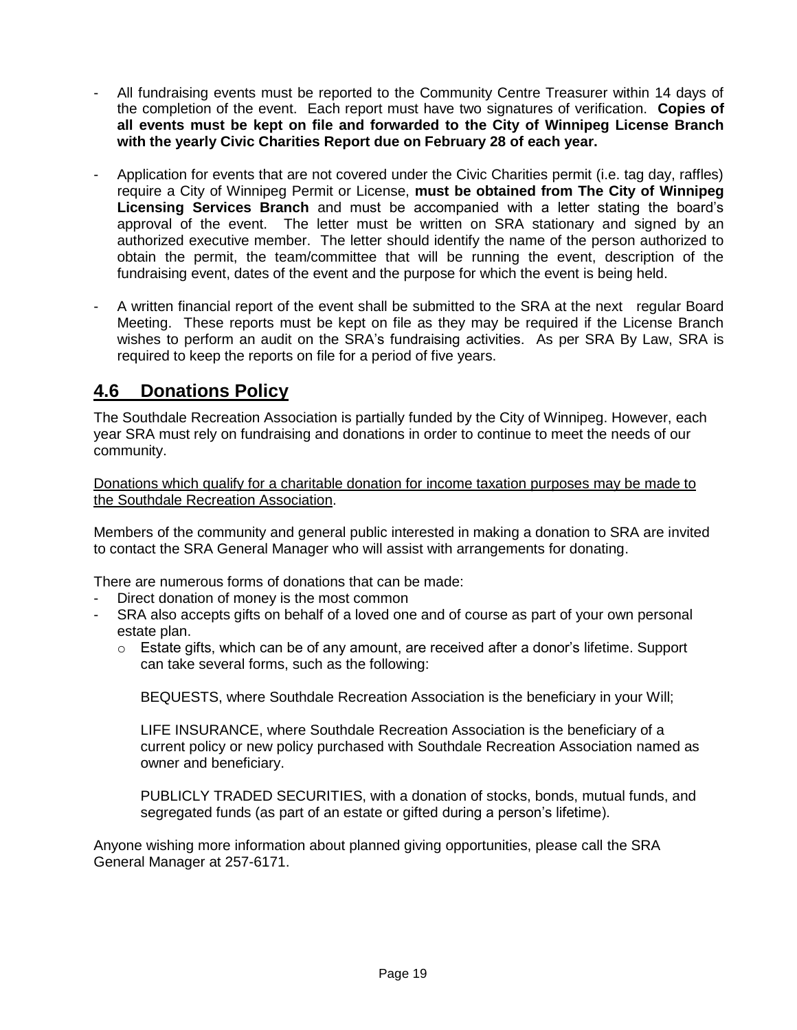- All fundraising events must be reported to the Community Centre Treasurer within 14 days of the completion of the event. Each report must have two signatures of verification. **Copies of all events must be kept on file and forwarded to the City of Winnipeg License Branch with the yearly Civic Charities Report due on February 28 of each year.**

- Application for events that are not covered under the Civic Charities permit (i.e. tag day, raffles) require a City of Winnipeg Permit or License, **must be obtained from The City of Winnipeg Licensing Services Branch** and must be accompanied with a letter stating the board's approval of the event. The letter must be written on SRA stationary and signed by an authorized executive member. The letter should identify the name of the person authorized to obtain the permit, the team/committee that will be running the event, description of the fundraising event, dates of the event and the purpose for which the event is being held.

- A written financial report of the event shall be submitted to the SRA at the next regular Board Meeting. These reports must be kept on file as they may be required if the License Branch wishes to perform an audit on the SRA's fundraising activities. As per SRA By Law, SRA is required to keep the reports on file for a period of five years.

## 4.6 Donations Policy

The Southdale Recreation Association is partially funded by the City of Winnipeg. However, each year SRA must rely on fundraising and donations in order to continue to meet the needs of our community.

<u>Donations which qualify for a charitable donation for income taxation purposes may be made to the Southdale Recreation Association</u>.

Members of the community and general public interested in making a donation to SRA are invited to contact the SRA General Manager who will assist with arrangements for donating.

There are numerous forms of donations that can be made:

- Direct donation of money is the most common
- SRA also accepts gifts on behalf of a loved one and of course as part of your own personal estate plan.
  - Estate gifts, which can be of any amount, are received after a donor's lifetime. Support can take several forms, such as the following:

    BEQUESTS, where Southdale Recreation Association is the beneficiary in your Will;

    LIFE INSURANCE, where Southdale Recreation Association is the beneficiary of a current policy or new policy purchased with Southdale Recreation Association named as owner and beneficiary.

    PUBLICLY TRADED SECURITIES, with a donation of stocks, bonds, mutual funds, and segregated funds (as part of an estate or gifted during a person's lifetime).

Anyone wishing more information about planned giving opportunities, please call the SRA General Manager at 257-6171.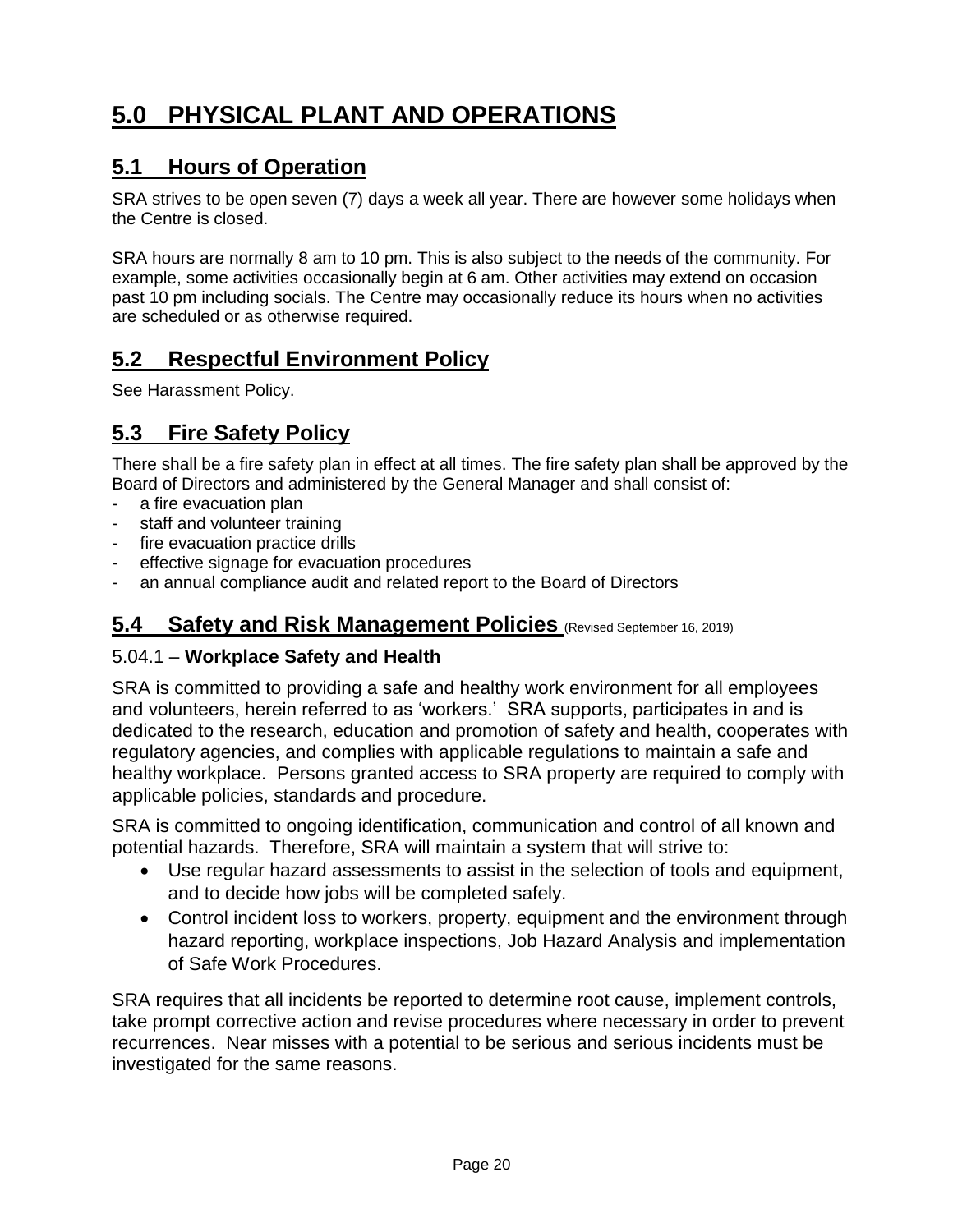# 5.0 PHYSICAL PLANT AND OPERATIONS

## 5.1 Hours of Operation

SRA strives to be open seven (7) days a week all year. There are however some holidays when the Centre is closed.

SRA hours are normally 8 am to 10 pm. This is also subject to the needs of the community. For example, some activities occasionally begin at 6 am. Other activities may extend on occasion past 10 pm including socials. The Centre may occasionally reduce its hours when no activities are scheduled or as otherwise required.

## 5.2 Respectful Environment Policy

See Harassment Policy.

## 5.3 Fire Safety Policy

There shall be a fire safety plan in effect at all times. The fire safety plan shall be approved by the Board of Directors and administered by the General Manager and shall consist of:

- a fire evacuation plan
- staff and volunteer training
- fire evacuation practice drills
- effective signage for evacuation procedures
- an annual compliance audit and related report to the Board of Directors

## 5.4 Safety and Risk Management Policies (Revised September 16, 2019)

### 5.04.1 – **Workplace Safety and Health**

SRA is committed to providing a safe and healthy work environment for all employees and volunteers, herein referred to as 'workers.' SRA supports, participates in and is dedicated to the research, education and promotion of safety and health, cooperates with regulatory agencies, and complies with applicable regulations to maintain a safe and healthy workplace. Persons granted access to SRA property are required to comply with applicable policies, standards and procedure.

SRA is committed to ongoing identification, communication and control of all known and potential hazards. Therefore, SRA will maintain a system that will strive to:

- Use regular hazard assessments to assist in the selection of tools and equipment, and to decide how jobs will be completed safely.
- Control incident loss to workers, property, equipment and the environment through hazard reporting, workplace inspections, Job Hazard Analysis and implementation of Safe Work Procedures.

SRA requires that all incidents be reported to determine root cause, implement controls, take prompt corrective action and revise procedures where necessary in order to prevent recurrences. Near misses with a potential to be serious and serious incidents must be investigated for the same reasons.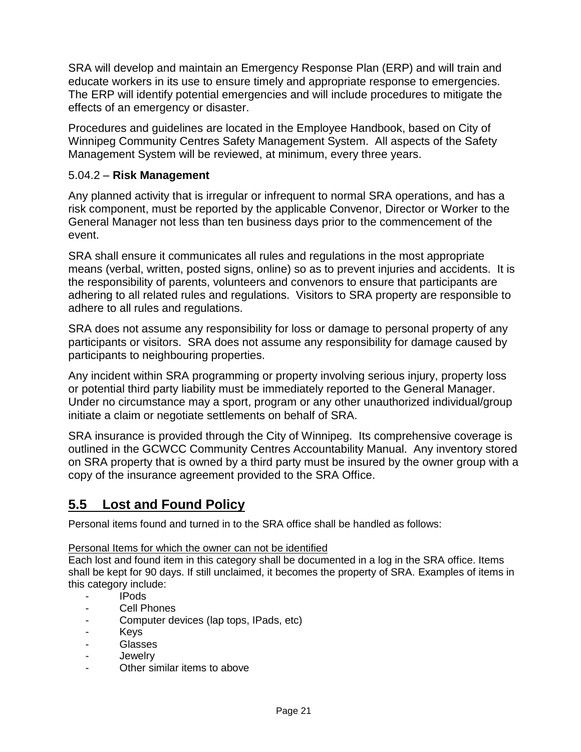SRA will develop and maintain an Emergency Response Plan (ERP) and will train and educate workers in its use to ensure timely and appropriate response to emergencies. The ERP will identify potential emergencies and will include procedures to mitigate the effects of an emergency or disaster.

Procedures and guidelines are located in the Employee Handbook, based on City of Winnipeg Community Centres Safety Management System. All aspects of the Safety Management System will be reviewed, at minimum, every three years.

5.04.2 – **Risk Management**

Any planned activity that is irregular or infrequent to normal SRA operations, and has a risk component, must be reported by the applicable Convenor, Director or Worker to the General Manager not less than ten business days prior to the commencement of the event.

SRA shall ensure it communicates all rules and regulations in the most appropriate means (verbal, written, posted signs, online) so as to prevent injuries and accidents. It is the responsibility of parents, volunteers and convenors to ensure that participants are adhering to all related rules and regulations. Visitors to SRA property are responsible to adhere to all rules and regulations.

SRA does not assume any responsibility for loss or damage to personal property of any participants or visitors. SRA does not assume any responsibility for damage caused by participants to neighbouring properties.

Any incident within SRA programming or property involving serious injury, property loss or potential third party liability must be immediately reported to the General Manager. Under no circumstance may a sport, program or any other unauthorized individual/group initiate a claim or negotiate settlements on behalf of SRA.

SRA insurance is provided through the City of Winnipeg. Its comprehensive coverage is outlined in the GCWCC Community Centres Accountability Manual. Any inventory stored on SRA property that is owned by a third party must be insured by the owner group with a copy of the insurance agreement provided to the SRA Office.

## 5.5 Lost and Found Policy

Personal items found and turned in to the SRA office shall be handled as follows:

Personal Items for which the owner can not be identified

Each lost and found item in this category shall be documented in a log in the SRA office. Items shall be kept for 90 days. If still unclaimed, it becomes the property of SRA. Examples of items in this category include:

- IPods
- Cell Phones
- Computer devices (lap tops, IPads, etc)
- Keys
- Glasses
- Jewelry
- Other similar items to above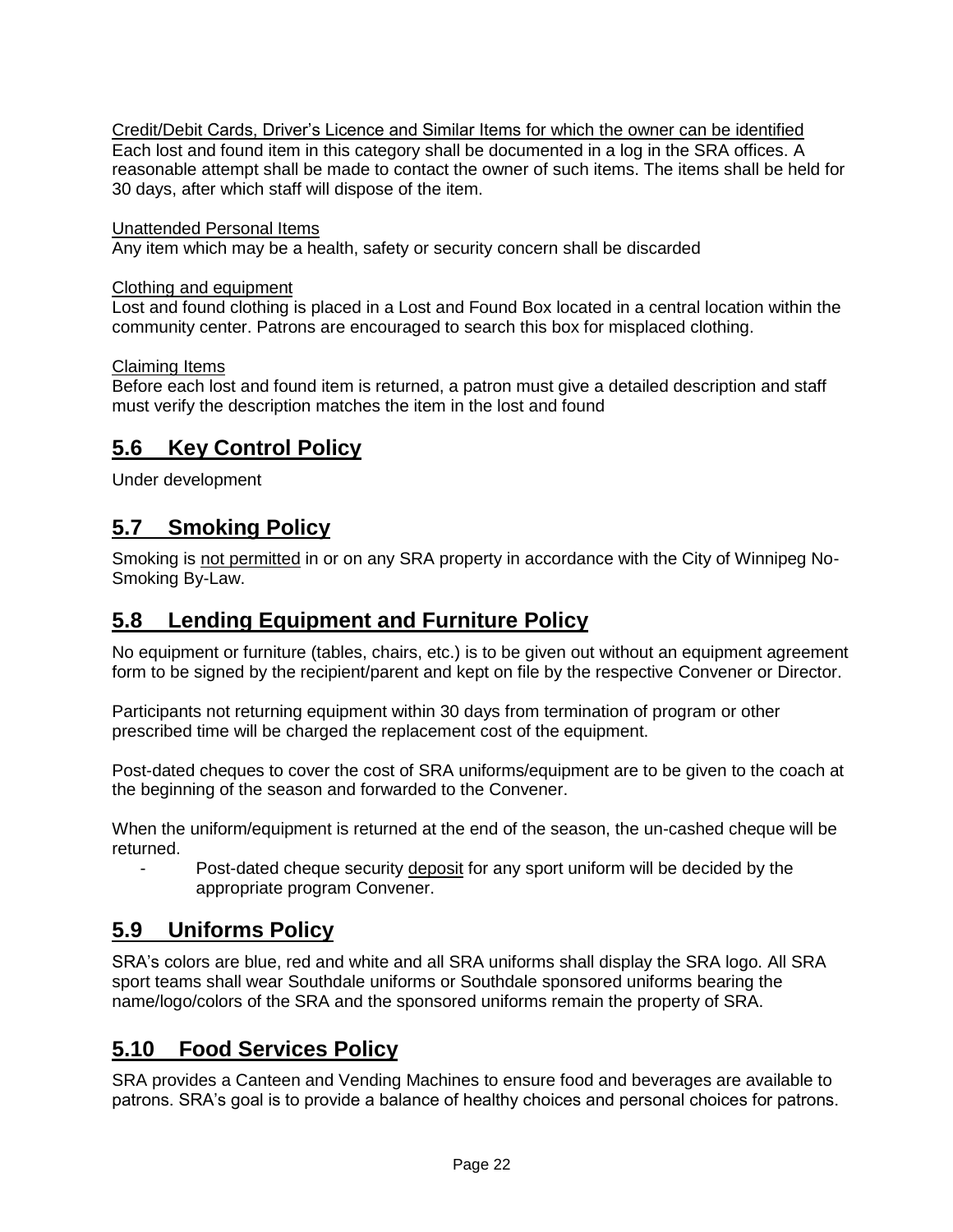Credit/Debit Cards, Driver's Licence and Similar Items for which the owner can be identified
Each lost and found item in this category shall be documented in a log in the SRA offices. A reasonable attempt shall be made to contact the owner of such items. The items shall be held for 30 days, after which staff will dispose of the item.

Unattended Personal Items
Any item which may be a health, safety or security concern shall be discarded

Clothing and equipment
Lost and found clothing is placed in a Lost and Found Box located in a central location within the community center. Patrons are encouraged to search this box for misplaced clothing.

Claiming Items
Before each lost and found item is returned, a patron must give a detailed description and staff must verify the description matches the item in the lost and found

## 5.6 Key Control Policy

Under development

## 5.7 Smoking Policy

Smoking is not permitted in or on any SRA property in accordance with the City of Winnipeg No-Smoking By-Law.

## 5.8 Lending Equipment and Furniture Policy

No equipment or furniture (tables, chairs, etc.) is to be given out without an equipment agreement form to be signed by the recipient/parent and kept on file by the respective Convener or Director.

Participants not returning equipment within 30 days from termination of program or other prescribed time will be charged the replacement cost of the equipment.

Post-dated cheques to cover the cost of SRA uniforms/equipment are to be given to the coach at the beginning of the season and forwarded to the Convener.

When the uniform/equipment is returned at the end of the season, the un-cashed cheque will be returned.

- Post-dated cheque security deposit for any sport uniform will be decided by the appropriate program Convener.

## 5.9 Uniforms Policy

SRA's colors are blue, red and white and all SRA uniforms shall display the SRA logo. All SRA sport teams shall wear Southdale uniforms or Southdale sponsored uniforms bearing the name/logo/colors of the SRA and the sponsored uniforms remain the property of SRA.

## 5.10 Food Services Policy

SRA provides a Canteen and Vending Machines to ensure food and beverages are available to patrons. SRA's goal is to provide a balance of healthy choices and personal choices for patrons.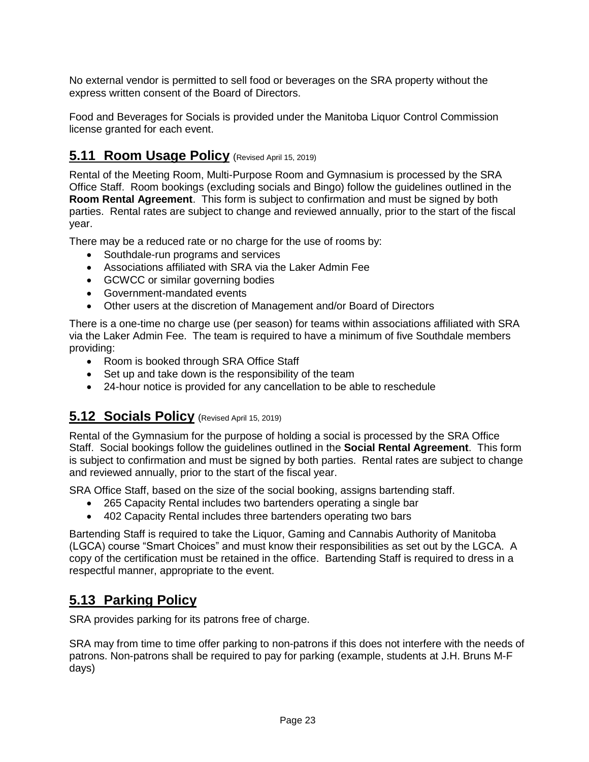No external vendor is permitted to sell food or beverages on the SRA property without the express written consent of the Board of Directors.

Food and Beverages for Socials is provided under the Manitoba Liquor Control Commission license granted for each event.

## 5.11 Room Usage Policy (Revised April 15, 2019)

Rental of the Meeting Room, Multi-Purpose Room and Gymnasium is processed by the SRA Office Staff. Room bookings (excluding socials and Bingo) follow the guidelines outlined in the **Room Rental Agreement**. This form is subject to confirmation and must be signed by both parties. Rental rates are subject to change and reviewed annually, prior to the start of the fiscal year.

There may be a reduced rate or no charge for the use of rooms by:

- Southdale-run programs and services
- Associations affiliated with SRA via the Laker Admin Fee
- GCWCC or similar governing bodies
- Government-mandated events
- Other users at the discretion of Management and/or Board of Directors

There is a one-time no charge use (per season) for teams within associations affiliated with SRA via the Laker Admin Fee. The team is required to have a minimum of five Southdale members providing:

- Room is booked through SRA Office Staff
- Set up and take down is the responsibility of the team
- 24-hour notice is provided for any cancellation to be able to reschedule

## 5.12 Socials Policy (Revised April 15, 2019)

Rental of the Gymnasium for the purpose of holding a social is processed by the SRA Office Staff. Social bookings follow the guidelines outlined in the **Social Rental Agreement**. This form is subject to confirmation and must be signed by both parties. Rental rates are subject to change and reviewed annually, prior to the start of the fiscal year.

SRA Office Staff, based on the size of the social booking, assigns bartending staff.

- 265 Capacity Rental includes two bartenders operating a single bar
- 402 Capacity Rental includes three bartenders operating two bars

Bartending Staff is required to take the Liquor, Gaming and Cannabis Authority of Manitoba (LGCA) course "Smart Choices" and must know their responsibilities as set out by the LGCA. A copy of the certification must be retained in the office. Bartending Staff is required to dress in a respectful manner, appropriate to the event.

## 5.13 Parking Policy

SRA provides parking for its patrons free of charge.

SRA may from time to time offer parking to non-patrons if this does not interfere with the needs of patrons. Non-patrons shall be required to pay for parking (example, students at J.H. Bruns M-F days)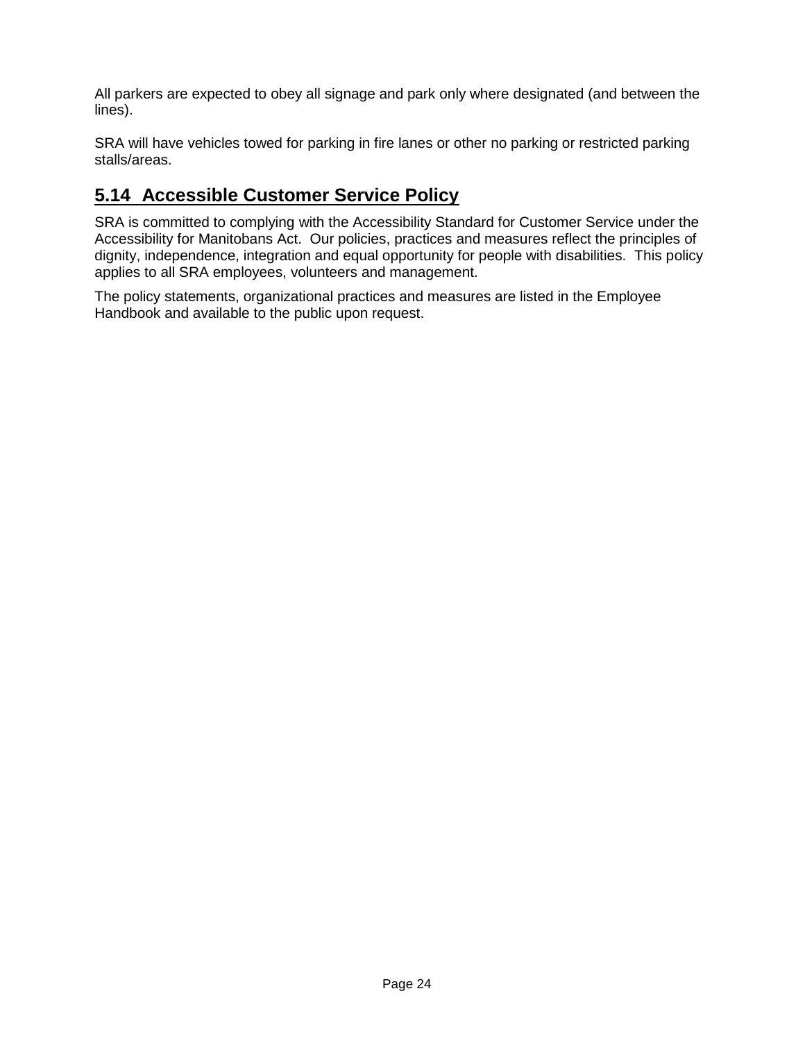All parkers are expected to obey all signage and park only where designated (and between the lines).

SRA will have vehicles towed for parking in fire lanes or other no parking or restricted parking stalls/areas.

## 5.14 Accessible Customer Service Policy

SRA is committed to complying with the Accessibility Standard for Customer Service under the Accessibility for Manitobans Act. Our policies, practices and measures reflect the principles of dignity, independence, integration and equal opportunity for people with disabilities. This policy applies to all SRA employees, volunteers and management.

The policy statements, organizational practices and measures are listed in the Employee Handbook and available to the public upon request.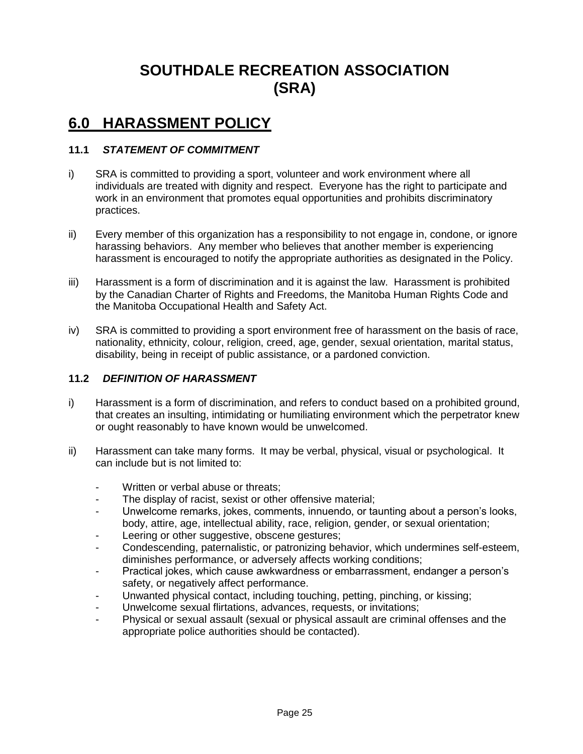# SOUTHDALE RECREATION ASSOCIATION (SRA)

## 6.0 HARASSMENT POLICY

### 11.1 *STATEMENT OF COMMITMENT*

i) SRA is committed to providing a sport, volunteer and work environment where all individuals are treated with dignity and respect. Everyone has the right to participate and work in an environment that promotes equal opportunities and prohibits discriminatory practices.

ii) Every member of this organization has a responsibility to not engage in, condone, or ignore harassing behaviors. Any member who believes that another member is experiencing harassment is encouraged to notify the appropriate authorities as designated in the Policy.

iii) Harassment is a form of discrimination and it is against the law. Harassment is prohibited by the Canadian Charter of Rights and Freedoms, the Manitoba Human Rights Code and the Manitoba Occupational Health and Safety Act.

iv) SRA is committed to providing a sport environment free of harassment on the basis of race, nationality, ethnicity, colour, religion, creed, age, gender, sexual orientation, marital status, disability, being in receipt of public assistance, or a pardoned conviction.

### 11.2 *DEFINITION OF HARASSMENT*

i) Harassment is a form of discrimination, and refers to conduct based on a prohibited ground, that creates an insulting, intimidating or humiliating environment which the perpetrator knew or ought reasonably to have known would be unwelcomed.

ii) Harassment can take many forms. It may be verbal, physical, visual or psychological. It can include but is not limited to:

- Written or verbal abuse or threats;
- The display of racist, sexist or other offensive material;
- Unwelcome remarks, jokes, comments, innuendo, or taunting about a person's looks, body, attire, age, intellectual ability, race, religion, gender, or sexual orientation;
- Leering or other suggestive, obscene gestures;
- Condescending, paternalistic, or patronizing behavior, which undermines self-esteem, diminishes performance, or adversely affects working conditions;
- Practical jokes, which cause awkwardness or embarrassment, endanger a person's safety, or negatively affect performance.
- Unwanted physical contact, including touching, petting, pinching, or kissing;
- Unwelcome sexual flirtations, advances, requests, or invitations;
- Physical or sexual assault (sexual or physical assault are criminal offenses and the appropriate police authorities should be contacted).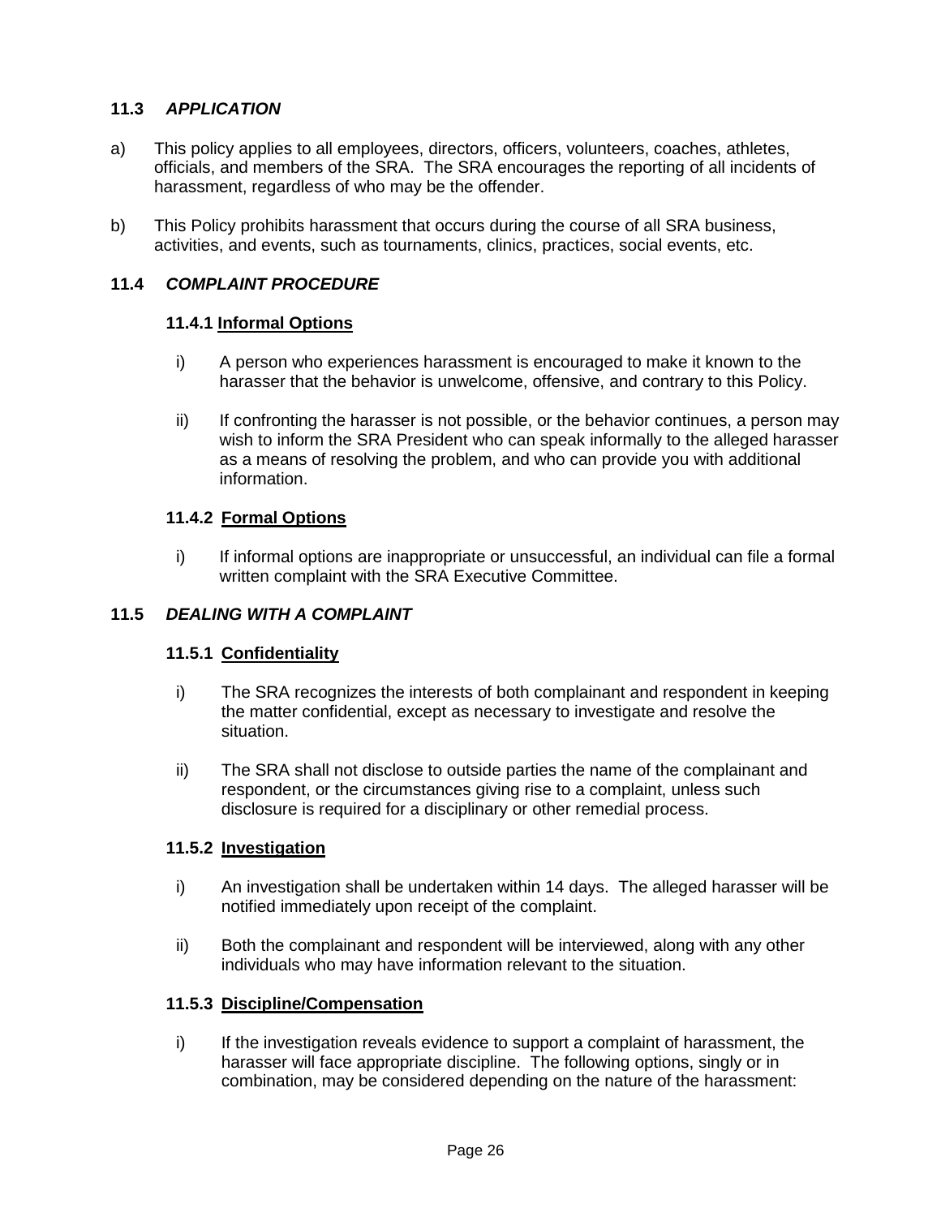## 11.3 *APPLICATION*

a) This policy applies to all employees, directors, officers, volunteers, coaches, athletes, officials, and members of the SRA. The SRA encourages the reporting of all incidents of harassment, regardless of who may be the offender.

b) This Policy prohibits harassment that occurs during the course of all SRA business, activities, and events, such as tournaments, clinics, practices, social events, etc.

## 11.4 *COMPLAINT PROCEDURE*

### 11.4.1 Informal Options

i) A person who experiences harassment is encouraged to make it known to the harasser that the behavior is unwelcome, offensive, and contrary to this Policy.

ii) If confronting the harasser is not possible, or the behavior continues, a person may wish to inform the SRA President who can speak informally to the alleged harasser as a means of resolving the problem, and who can provide you with additional information.

### 11.4.2 Formal Options

i) If informal options are inappropriate or unsuccessful, an individual can file a formal written complaint with the SRA Executive Committee.

## 11.5 *DEALING WITH A COMPLAINT*

### 11.5.1 Confidentiality

i) The SRA recognizes the interests of both complainant and respondent in keeping the matter confidential, except as necessary to investigate and resolve the situation.

ii) The SRA shall not disclose to outside parties the name of the complainant and respondent, or the circumstances giving rise to a complaint, unless such disclosure is required for a disciplinary or other remedial process.

### 11.5.2 Investigation

i) An investigation shall be undertaken within 14 days. The alleged harasser will be notified immediately upon receipt of the complaint.

ii) Both the complainant and respondent will be interviewed, along with any other individuals who may have information relevant to the situation.

### 11.5.3 Discipline/Compensation

i) If the investigation reveals evidence to support a complaint of harassment, the harasser will face appropriate discipline. The following options, singly or in combination, may be considered depending on the nature of the harassment: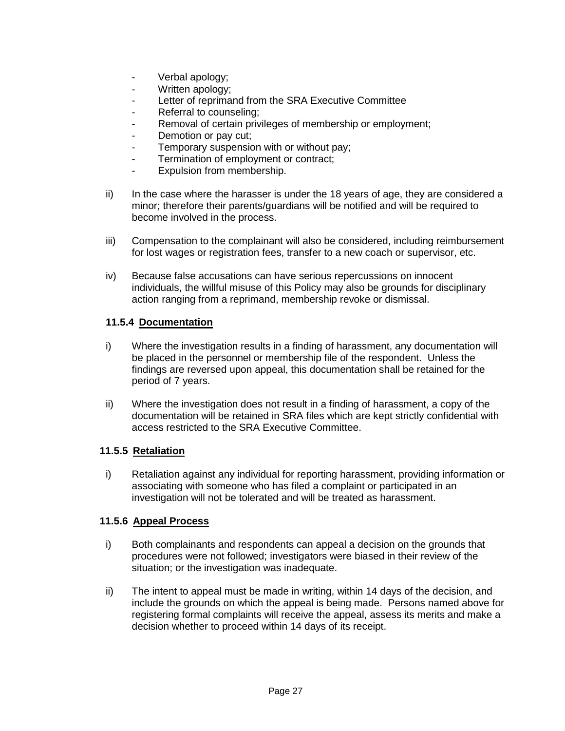- Verbal apology;
- Written apology;
- Letter of reprimand from the SRA Executive Committee
- Referral to counseling;
- Removal of certain privileges of membership or employment;
- Demotion or pay cut;
- Temporary suspension with or without pay;
- Termination of employment or contract;
- Expulsion from membership.

ii) In the case where the harasser is under the 18 years of age, they are considered a minor; therefore their parents/guardians will be notified and will be required to become involved in the process.

iii) Compensation to the complainant will also be considered, including reimbursement for lost wages or registration fees, transfer to a new coach or supervisor, etc.

iv) Because false accusations can have serious repercussions on innocent individuals, the willful misuse of this Policy may also be grounds for disciplinary action ranging from a reprimand, membership revoke or dismissal.

### 11.5.4 Documentation

i) Where the investigation results in a finding of harassment, any documentation will be placed in the personnel or membership file of the respondent. Unless the findings are reversed upon appeal, this documentation shall be retained for the period of 7 years.

ii) Where the investigation does not result in a finding of harassment, a copy of the documentation will be retained in SRA files which are kept strictly confidential with access restricted to the SRA Executive Committee.

### 11.5.5 Retaliation

i) Retaliation against any individual for reporting harassment, providing information or associating with someone who has filed a complaint or participated in an investigation will not be tolerated and will be treated as harassment.

### 11.5.6 Appeal Process

i) Both complainants and respondents can appeal a decision on the grounds that procedures were not followed; investigators were biased in their review of the situation; or the investigation was inadequate.

ii) The intent to appeal must be made in writing, within 14 days of the decision, and include the grounds on which the appeal is being made. Persons named above for registering formal complaints will receive the appeal, assess its merits and make a decision whether to proceed within 14 days of its receipt.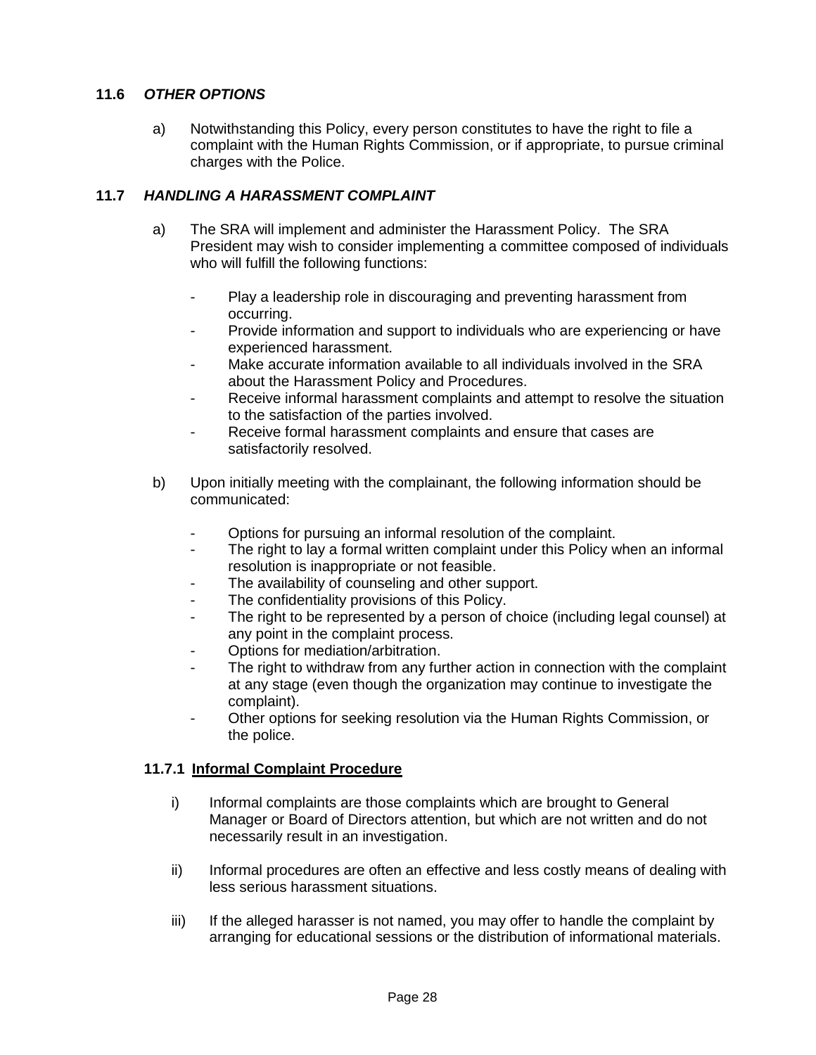### 11.6 *OTHER OPTIONS*

a) Notwithstanding this Policy, every person constitutes to have the right to file a complaint with the Human Rights Commission, or if appropriate, to pursue criminal charges with the Police.

### 11.7 *HANDLING A HARASSMENT COMPLAINT*

a) The SRA will implement and administer the Harassment Policy. The SRA President may wish to consider implementing a committee composed of individuals who will fulfill the following functions:

- Play a leadership role in discouraging and preventing harassment from occurring.
- Provide information and support to individuals who are experiencing or have experienced harassment.
- Make accurate information available to all individuals involved in the SRA about the Harassment Policy and Procedures.
- Receive informal harassment complaints and attempt to resolve the situation to the satisfaction of the parties involved.
- Receive formal harassment complaints and ensure that cases are satisfactorily resolved.

b) Upon initially meeting with the complainant, the following information should be communicated:

- Options for pursuing an informal resolution of the complaint.
- The right to lay a formal written complaint under this Policy when an informal resolution is inappropriate or not feasible.
- The availability of counseling and other support.
- The confidentiality provisions of this Policy.
- The right to be represented by a person of choice (including legal counsel) at any point in the complaint process.
- Options for mediation/arbitration.
- The right to withdraw from any further action in connection with the complaint at any stage (even though the organization may continue to investigate the complaint).
- Other options for seeking resolution via the Human Rights Commission, or the police.

#### 11.7.1 <u>Informal Complaint Procedure</u>

i) Informal complaints are those complaints which are brought to General Manager or Board of Directors attention, but which are not written and do not necessarily result in an investigation.

ii) Informal procedures are often an effective and less costly means of dealing with less serious harassment situations.

iii) If the alleged harasser is not named, you may offer to handle the complaint by arranging for educational sessions or the distribution of informational materials.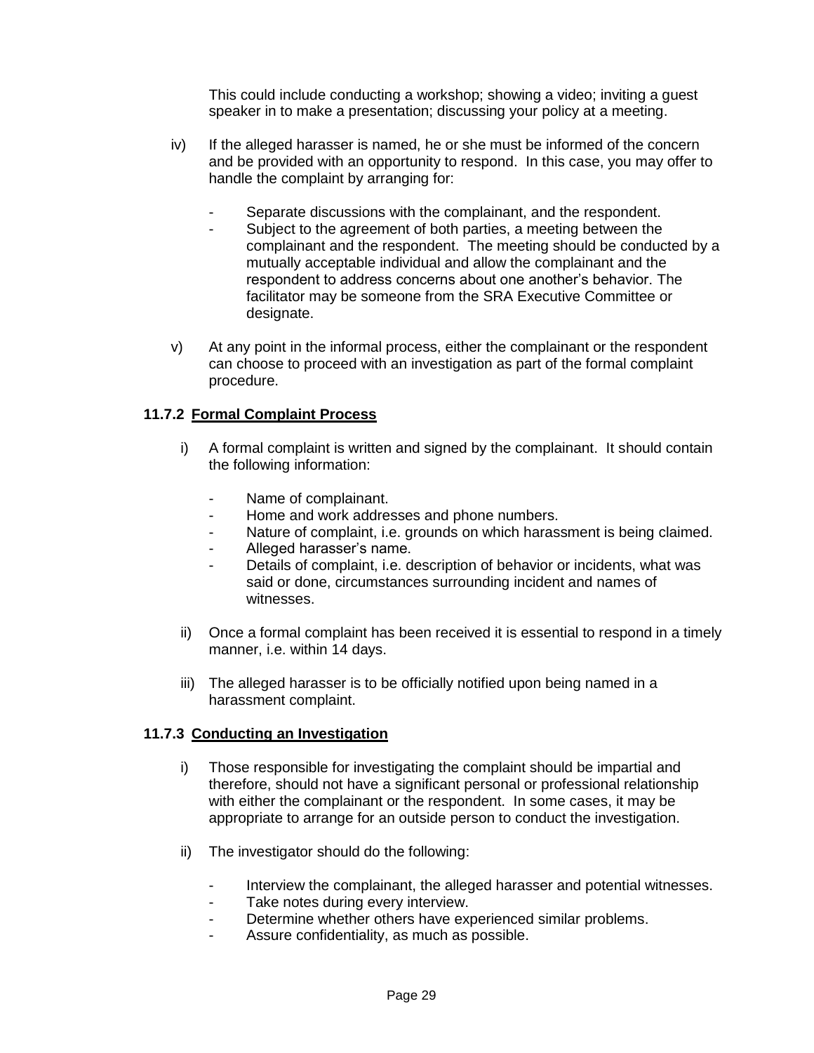This could include conducting a workshop; showing a video; inviting a guest speaker in to make a presentation; discussing your policy at a meeting.

iv) If the alleged harasser is named, he or she must be informed of the concern and be provided with an opportunity to respond. In this case, you may offer to handle the complaint by arranging for:

- Separate discussions with the complainant, and the respondent.
- Subject to the agreement of both parties, a meeting between the complainant and the respondent. The meeting should be conducted by a mutually acceptable individual and allow the complainant and the respondent to address concerns about one another's behavior. The facilitator may be someone from the SRA Executive Committee or designate.

v) At any point in the informal process, either the complainant or the respondent can choose to proceed with an investigation as part of the formal complaint procedure.

### 11.7.2 Formal Complaint Process

i) A formal complaint is written and signed by the complainant. It should contain the following information:

- Name of complainant.
- Home and work addresses and phone numbers.
- Nature of complaint, i.e. grounds on which harassment is being claimed.
- Alleged harasser's name.
- Details of complaint, i.e. description of behavior or incidents, what was said or done, circumstances surrounding incident and names of witnesses.

ii) Once a formal complaint has been received it is essential to respond in a timely manner, i.e. within 14 days.

iii) The alleged harasser is to be officially notified upon being named in a harassment complaint.

### 11.7.3 Conducting an Investigation

i) Those responsible for investigating the complaint should be impartial and therefore, should not have a significant personal or professional relationship with either the complainant or the respondent. In some cases, it may be appropriate to arrange for an outside person to conduct the investigation.

ii) The investigator should do the following:

- Interview the complainant, the alleged harasser and potential witnesses.
- Take notes during every interview.
- Determine whether others have experienced similar problems.
- Assure confidentiality, as much as possible.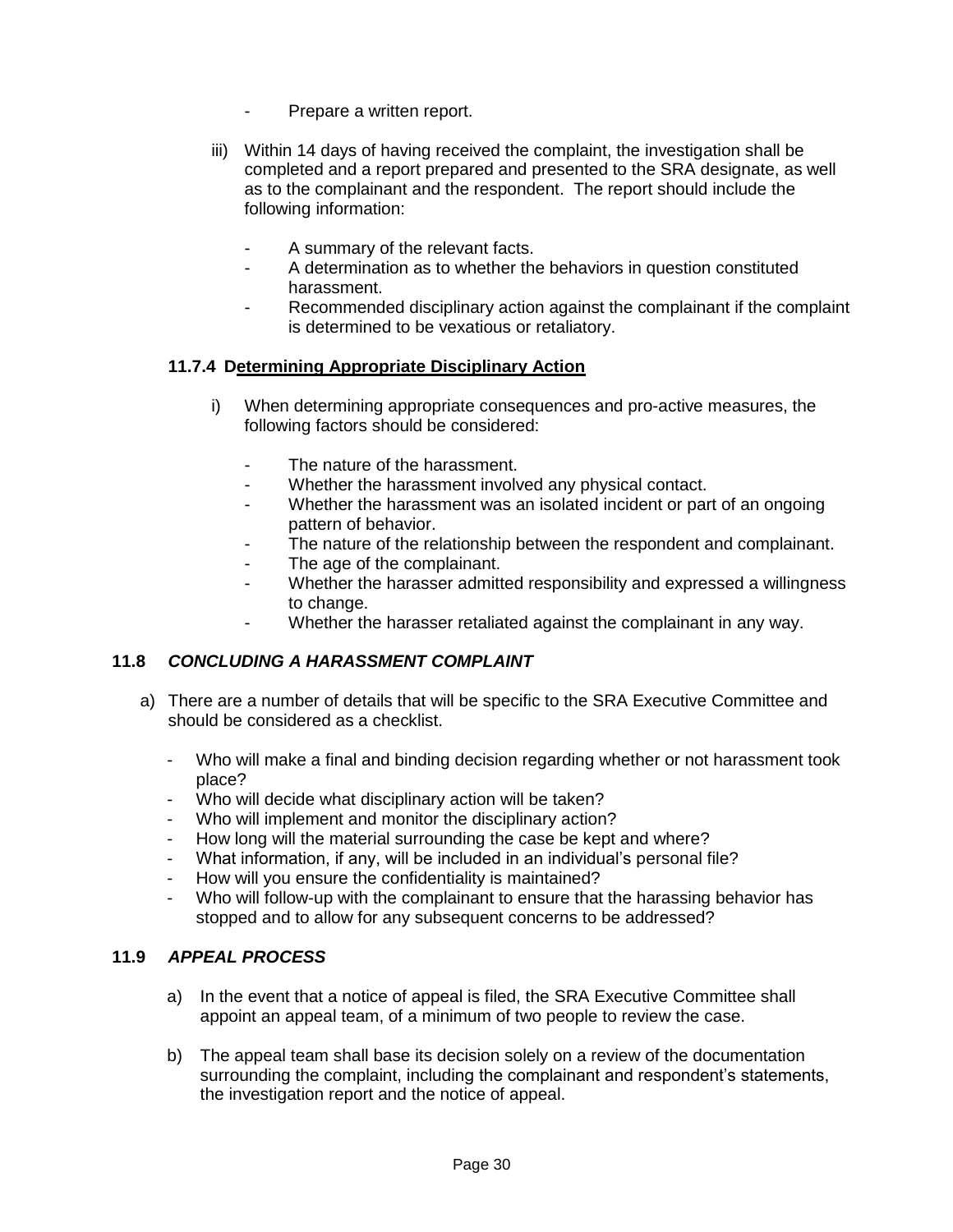- Prepare a written report.

iii) Within 14 days of having received the complaint, the investigation shall be completed and a report prepared and presented to the SRA designate, as well as to the complainant and the respondent. The report should include the following information:

- A summary of the relevant facts.
- A determination as to whether the behaviors in question constituted harassment.
- Recommended disciplinary action against the complainant if the complaint is determined to be vexatious or retaliatory.

#### 11.7.4 Determining Appropriate Disciplinary Action

i) When determining appropriate consequences and pro-active measures, the following factors should be considered:

- The nature of the harassment.
- Whether the harassment involved any physical contact.
- Whether the harassment was an isolated incident or part of an ongoing pattern of behavior.
- The nature of the relationship between the respondent and complainant.
- The age of the complainant.
- Whether the harasser admitted responsibility and expressed a willingness to change.
- Whether the harasser retaliated against the complainant in any way.

### 11.8 *CONCLUDING A HARASSMENT COMPLAINT*

a) There are a number of details that will be specific to the SRA Executive Committee and should be considered as a checklist.

- Who will make a final and binding decision regarding whether or not harassment took place?
- Who will decide what disciplinary action will be taken?
- Who will implement and monitor the disciplinary action?
- How long will the material surrounding the case be kept and where?
- What information, if any, will be included in an individual's personal file?
- How will you ensure the confidentiality is maintained?
- Who will follow-up with the complainant to ensure that the harassing behavior has stopped and to allow for any subsequent concerns to be addressed?

### 11.9 *APPEAL PROCESS*

a) In the event that a notice of appeal is filed, the SRA Executive Committee shall appoint an appeal team, of a minimum of two people to review the case.

b) The appeal team shall base its decision solely on a review of the documentation surrounding the complaint, including the complainant and respondent's statements, the investigation report and the notice of appeal.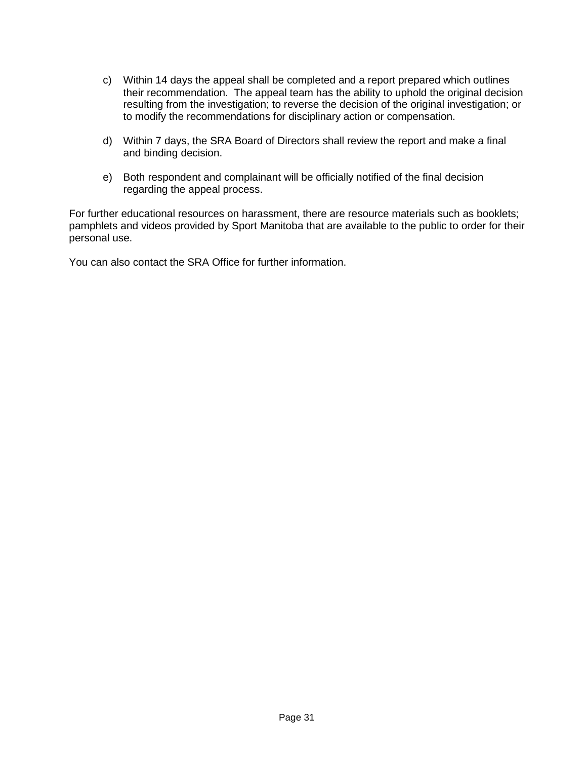c) Within 14 days the appeal shall be completed and a report prepared which outlines their recommendation. The appeal team has the ability to uphold the original decision resulting from the investigation; to reverse the decision of the original investigation; or to modify the recommendations for disciplinary action or compensation.

d) Within 7 days, the SRA Board of Directors shall review the report and make a final and binding decision.

e) Both respondent and complainant will be officially notified of the final decision regarding the appeal process.

For further educational resources on harassment, there are resource materials such as booklets; pamphlets and videos provided by Sport Manitoba that are available to the public to order for their personal use.

You can also contact the SRA Office for further information.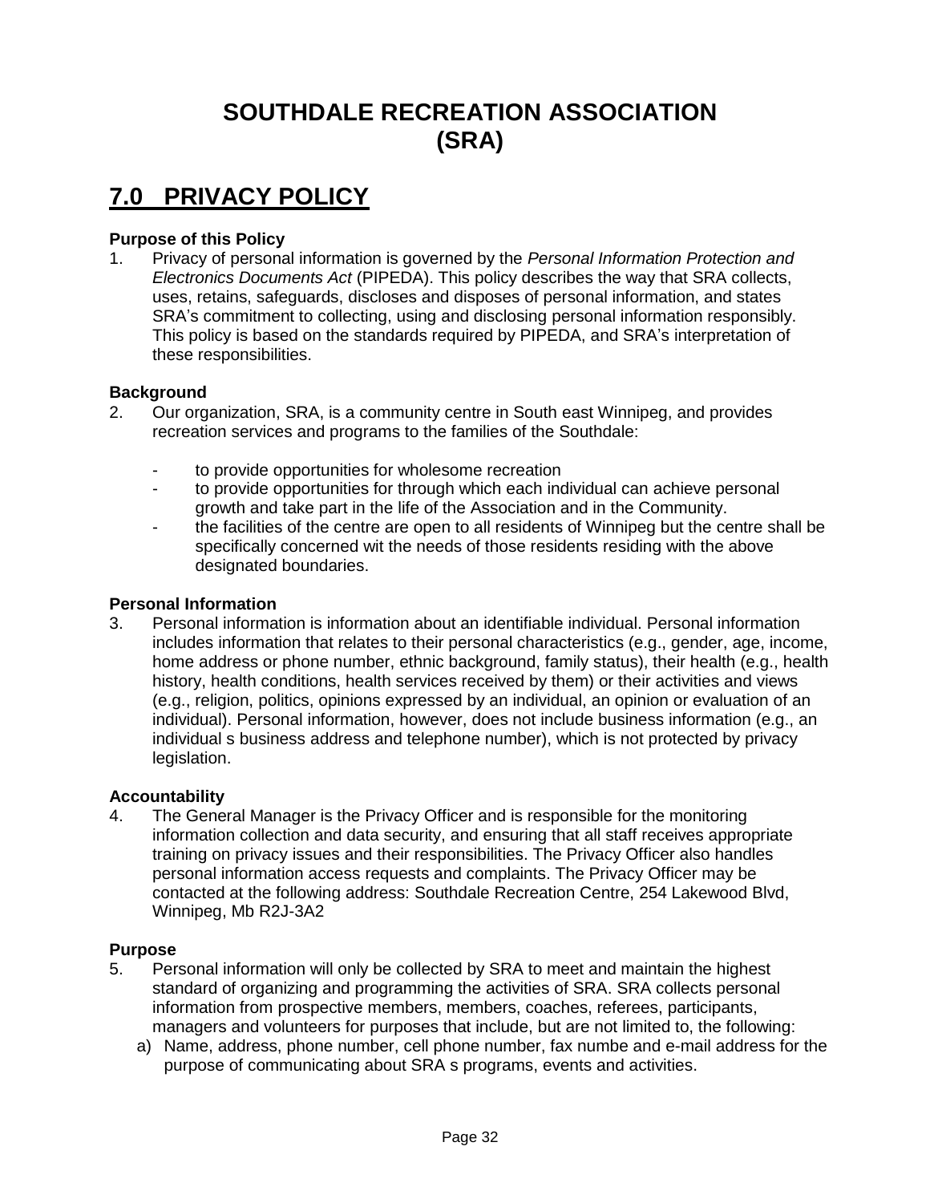# SOUTHDALE RECREATION ASSOCIATION (SRA)

## 7.0 PRIVACY POLICY

**Purpose of this Policy**

1. Privacy of personal information is governed by the *Personal Information Protection and Electronics Documents Act* (PIPEDA). This policy describes the way that SRA collects, uses, retains, safeguards, discloses and disposes of personal information, and states SRA's commitment to collecting, using and disclosing personal information responsibly. This policy is based on the standards required by PIPEDA, and SRA's interpretation of these responsibilities.

**Background**

2. Our organization, SRA, is a community centre in South east Winnipeg, and provides recreation services and programs to the families of the Southdale:

   - to provide opportunities for wholesome recreation
   - to provide opportunities for through which each individual can achieve personal growth and take part in the life of the Association and in the Community.
   - the facilities of the centre are open to all residents of Winnipeg but the centre shall be specifically concerned wit the needs of those residents residing with the above designated boundaries.

**Personal Information**

3. Personal information is information about an identifiable individual. Personal information includes information that relates to their personal characteristics (e.g., gender, age, income, home address or phone number, ethnic background, family status), their health (e.g., health history, health conditions, health services received by them) or their activities and views (e.g., religion, politics, opinions expressed by an individual, an opinion or evaluation of an individual). Personal information, however, does not include business information (e.g., an individual s business address and telephone number), which is not protected by privacy legislation.

**Accountability**

4. The General Manager is the Privacy Officer and is responsible for the monitoring information collection and data security, and ensuring that all staff receives appropriate training on privacy issues and their responsibilities. The Privacy Officer also handles personal information access requests and complaints. The Privacy Officer may be contacted at the following address: Southdale Recreation Centre, 254 Lakewood Blvd, Winnipeg, Mb R2J-3A2

**Purpose**

5. Personal information will only be collected by SRA to meet and maintain the highest standard of organizing and programming the activities of SRA. SRA collects personal information from prospective members, members, coaches, referees, participants, managers and volunteers for purposes that include, but are not limited to, the following:
   a) Name, address, phone number, cell phone number, fax numbe and e-mail address for the purpose of communicating about SRA s programs, events and activities.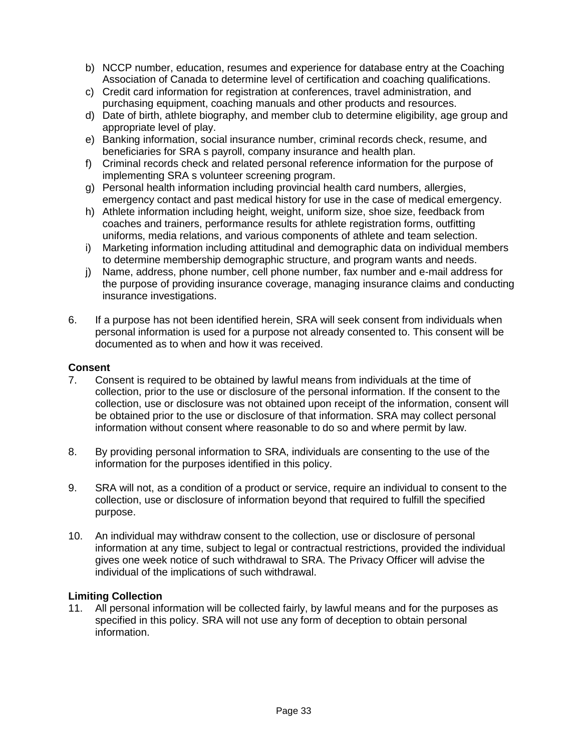b) NCCP number, education, resumes and experience for database entry at the Coaching Association of Canada to determine level of certification and coaching qualifications.
c) Credit card information for registration at conferences, travel administration, and purchasing equipment, coaching manuals and other products and resources.
d) Date of birth, athlete biography, and member club to determine eligibility, age group and appropriate level of play.
e) Banking information, social insurance number, criminal records check, resume, and beneficiaries for SRA s payroll, company insurance and health plan.
f) Criminal records check and related personal reference information for the purpose of implementing SRA s volunteer screening program.
g) Personal health information including provincial health card numbers, allergies, emergency contact and past medical history for use in the case of medical emergency.
h) Athlete information including height, weight, uniform size, shoe size, feedback from coaches and trainers, performance results for athlete registration forms, outfitting uniforms, media relations, and various components of athlete and team selection.
i) Marketing information including attitudinal and demographic data on individual members to determine membership demographic structure, and program wants and needs.
j) Name, address, phone number, cell phone number, fax number and e-mail address for the purpose of providing insurance coverage, managing insurance claims and conducting insurance investigations.

6. If a purpose has not been identified herein, SRA will seek consent from individuals when personal information is used for a purpose not already consented to. This consent will be documented as to when and how it was received.

**Consent**

7. Consent is required to be obtained by lawful means from individuals at the time of collection, prior to the use or disclosure of the personal information. If the consent to the collection, use or disclosure was not obtained upon receipt of the information, consent will be obtained prior to the use or disclosure of that information. SRA may collect personal information without consent where reasonable to do so and where permit by law.

8. By providing personal information to SRA, individuals are consenting to the use of the information for the purposes identified in this policy.

9. SRA will not, as a condition of a product or service, require an individual to consent to the collection, use or disclosure of information beyond that required to fulfill the specified purpose.

10. An individual may withdraw consent to the collection, use or disclosure of personal information at any time, subject to legal or contractual restrictions, provided the individual gives one week notice of such withdrawal to SRA. The Privacy Officer will advise the individual of the implications of such withdrawal.

**Limiting Collection**

11. All personal information will be collected fairly, by lawful means and for the purposes as specified in this policy. SRA will not use any form of deception to obtain personal information.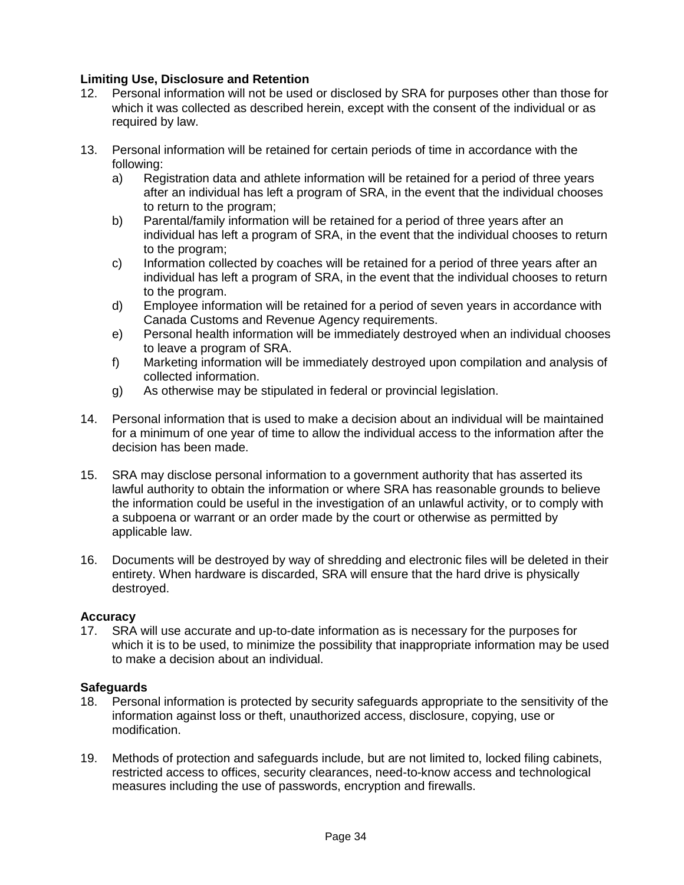**Limiting Use, Disclosure and Retention**

12. Personal information will not be used or disclosed by SRA for purposes other than those for which it was collected as described herein, except with the consent of the individual or as required by law.

13. Personal information will be retained for certain periods of time in accordance with the following:
    a) Registration data and athlete information will be retained for a period of three years after an individual has left a program of SRA, in the event that the individual chooses to return to the program;
    b) Parental/family information will be retained for a period of three years after an individual has left a program of SRA, in the event that the individual chooses to return to the program;
    c) Information collected by coaches will be retained for a period of three years after an individual has left a program of SRA, in the event that the individual chooses to return to the program.
    d) Employee information will be retained for a period of seven years in accordance with Canada Customs and Revenue Agency requirements.
    e) Personal health information will be immediately destroyed when an individual chooses to leave a program of SRA.
    f) Marketing information will be immediately destroyed upon compilation and analysis of collected information.
    g) As otherwise may be stipulated in federal or provincial legislation.

14. Personal information that is used to make a decision about an individual will be maintained for a minimum of one year of time to allow the individual access to the information after the decision has been made.

15. SRA may disclose personal information to a government authority that has asserted its lawful authority to obtain the information or where SRA has reasonable grounds to believe the information could be useful in the investigation of an unlawful activity, or to comply with a subpoena or warrant or an order made by the court or otherwise as permitted by applicable law.

16. Documents will be destroyed by way of shredding and electronic files will be deleted in their entirety. When hardware is discarded, SRA will ensure that the hard drive is physically destroyed.

**Accuracy**

17. SRA will use accurate and up-to-date information as is necessary for the purposes for which it is to be used, to minimize the possibility that inappropriate information may be used to make a decision about an individual.

**Safeguards**

18. Personal information is protected by security safeguards appropriate to the sensitivity of the information against loss or theft, unauthorized access, disclosure, copying, use or modification.

19. Methods of protection and safeguards include, but are not limited to, locked filing cabinets, restricted access to offices, security clearances, need-to-know access and technological measures including the use of passwords, encryption and firewalls.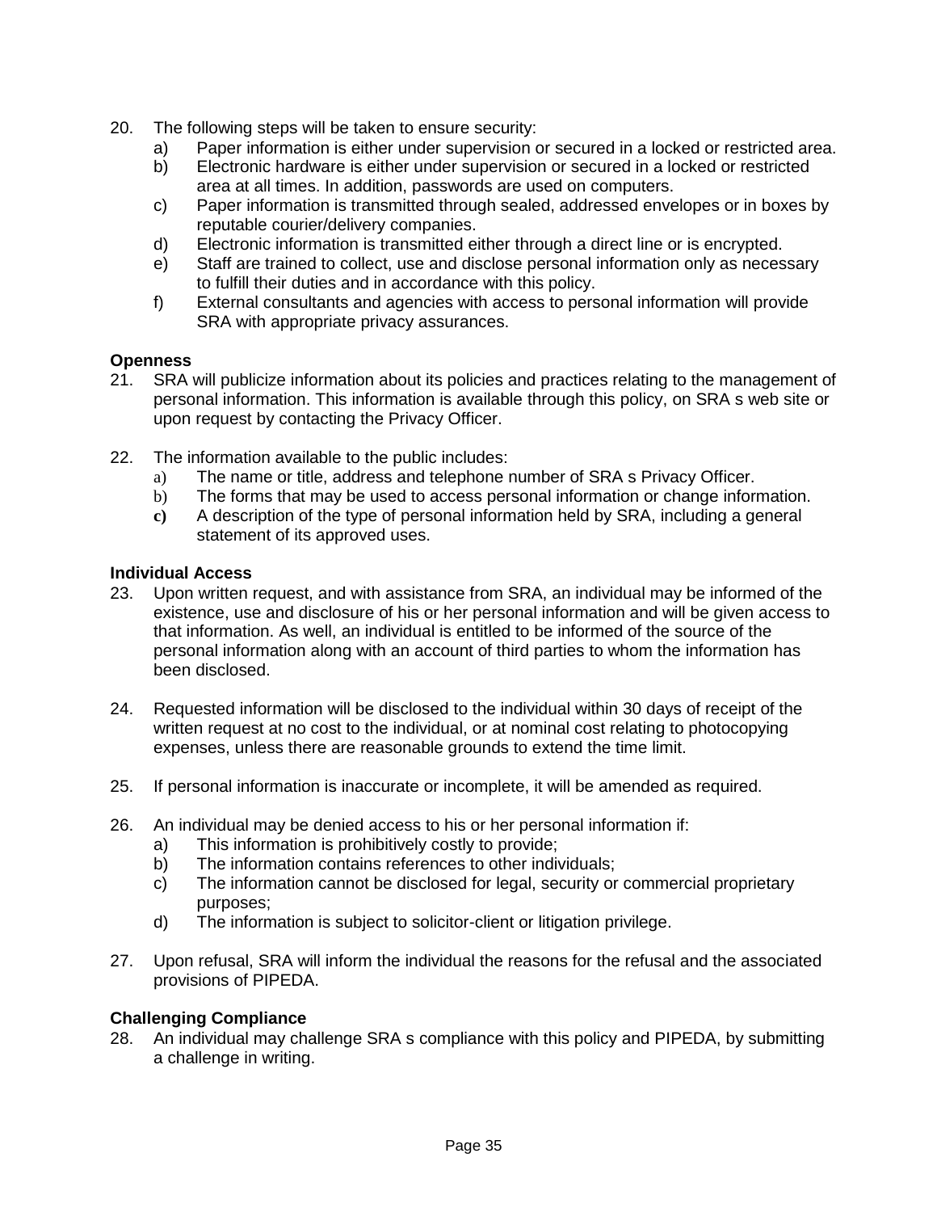20. The following steps will be taken to ensure security:
    a) Paper information is either under supervision or secured in a locked or restricted area.
    b) Electronic hardware is either under supervision or secured in a locked or restricted area at all times. In addition, passwords are used on computers.
    c) Paper information is transmitted through sealed, addressed envelopes or in boxes by reputable courier/delivery companies.
    d) Electronic information is transmitted either through a direct line or is encrypted.
    e) Staff are trained to collect, use and disclose personal information only as necessary to fulfill their duties and in accordance with this policy.
    f) External consultants and agencies with access to personal information will provide SRA with appropriate privacy assurances.

**Openness**

21. SRA will publicize information about its policies and practices relating to the management of personal information. This information is available through this policy, on SRA s web site or upon request by contacting the Privacy Officer.

22. The information available to the public includes:
    a) The name or title, address and telephone number of SRA s Privacy Officer.
    b) The forms that may be used to access personal information or change information.
    c) A description of the type of personal information held by SRA, including a general statement of its approved uses.

**Individual Access**

23. Upon written request, and with assistance from SRA, an individual may be informed of the existence, use and disclosure of his or her personal information and will be given access to that information. As well, an individual is entitled to be informed of the source of the personal information along with an account of third parties to whom the information has been disclosed.

24. Requested information will be disclosed to the individual within 30 days of receipt of the written request at no cost to the individual, or at nominal cost relating to photocopying expenses, unless there are reasonable grounds to extend the time limit.

25. If personal information is inaccurate or incomplete, it will be amended as required.

26. An individual may be denied access to his or her personal information if:
    a) This information is prohibitively costly to provide;
    b) The information contains references to other individuals;
    c) The information cannot be disclosed for legal, security or commercial proprietary purposes;
    d) The information is subject to solicitor-client or litigation privilege.

27. Upon refusal, SRA will inform the individual the reasons for the refusal and the associated provisions of PIPEDA.

**Challenging Compliance**

28. An individual may challenge SRA s compliance with this policy and PIPEDA, by submitting a challenge in writing.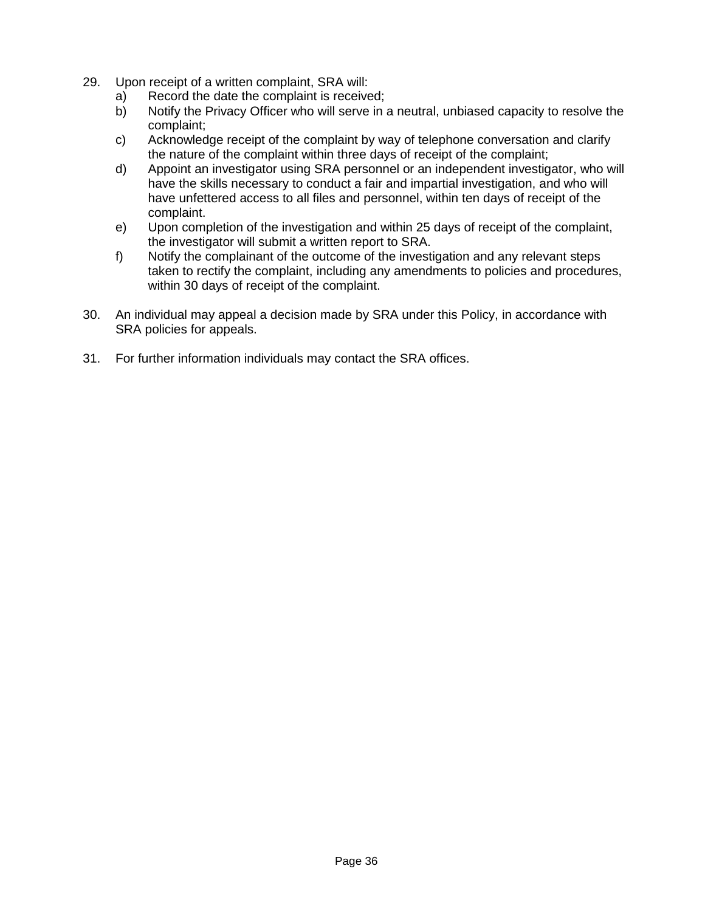29. Upon receipt of a written complaint, SRA will:
    a) Record the date the complaint is received;
    b) Notify the Privacy Officer who will serve in a neutral, unbiased capacity to resolve the complaint;
    c) Acknowledge receipt of the complaint by way of telephone conversation and clarify the nature of the complaint within three days of receipt of the complaint;
    d) Appoint an investigator using SRA personnel or an independent investigator, who will have the skills necessary to conduct a fair and impartial investigation, and who will have unfettered access to all files and personnel, within ten days of receipt of the complaint.
    e) Upon completion of the investigation and within 25 days of receipt of the complaint, the investigator will submit a written report to SRA.
    f) Notify the complainant of the outcome of the investigation and any relevant steps taken to rectify the complaint, including any amendments to policies and procedures, within 30 days of receipt of the complaint.

30. An individual may appeal a decision made by SRA under this Policy, in accordance with SRA policies for appeals.

31. For further information individuals may contact the SRA offices.